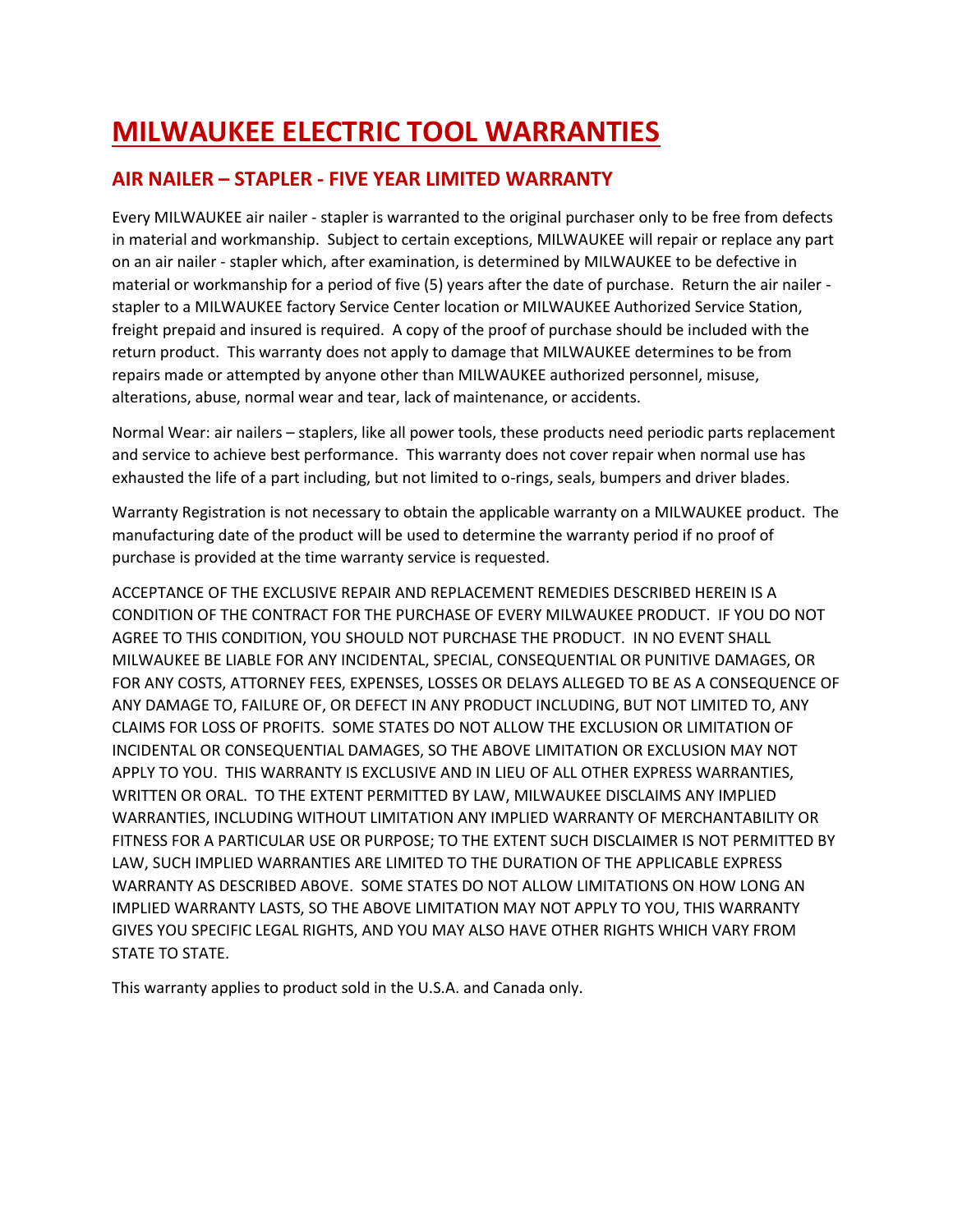# MILWAUKEE ELECTRIC TOOL WARRANTIES

## AIR NAILER – STAPLER - FIVE YEAR LIMITED WARRANTY

Every MILWAUKEE air nailer - stapler is warranted to the original purchaser only to be free from defects in material and workmanship. Subject to certain exceptions, MILWAUKEE will repair or replace any part on an air nailer - stapler which, after examination, is determined by MILWAUKEE to be defective in material or workmanship for a period of five (5) years after the date of purchase. Return the air nailer - stapler to a MILWAUKEE factory Service Center location or MILWAUKEE Authorized Service Station, freight prepaid and insured is required. A copy of the proof of purchase should be included with the return product. This warranty does not apply to damage that MILWAUKEE determines to be from repairs made or attempted by anyone other than MILWAUKEE authorized personnel, misuse, alterations, abuse, normal wear and tear, lack of maintenance, or accidents.

Normal Wear: air nailers – staplers, like all power tools, these products need periodic parts replacement and service to achieve best performance. This warranty does not cover repair when normal use has exhausted the life of a part including, but not limited to o-rings, seals, bumpers and driver blades.

Warranty Registration is not necessary to obtain the applicable warranty on a MILWAUKEE product. The manufacturing date of the product will be used to determine the warranty period if no proof of purchase is provided at the time warranty service is requested.

ACCEPTANCE OF THE EXCLUSIVE REPAIR AND REPLACEMENT REMEDIES DESCRIBED HEREIN IS A CONDITION OF THE CONTRACT FOR THE PURCHASE OF EVERY MILWAUKEE PRODUCT. IF YOU DO NOT AGREE TO THIS CONDITION, YOU SHOULD NOT PURCHASE THE PRODUCT. IN NO EVENT SHALL MILWAUKEE BE LIABLE FOR ANY INCIDENTAL, SPECIAL, CONSEQUENTIAL OR PUNITIVE DAMAGES, OR FOR ANY COSTS, ATTORNEY FEES, EXPENSES, LOSSES OR DELAYS ALLEGED TO BE AS A CONSEQUENCE OF ANY DAMAGE TO, FAILURE OF, OR DEFECT IN ANY PRODUCT INCLUDING, BUT NOT LIMITED TO, ANY CLAIMS FOR LOSS OF PROFITS. SOME STATES DO NOT ALLOW THE EXCLUSION OR LIMITATION OF INCIDENTAL OR CONSEQUENTIAL DAMAGES, SO THE ABOVE LIMITATION OR EXCLUSION MAY NOT APPLY TO YOU. THIS WARRANTY IS EXCLUSIVE AND IN LIEU OF ALL OTHER EXPRESS WARRANTIES, WRITTEN OR ORAL. TO THE EXTENT PERMITTED BY LAW, MILWAUKEE DISCLAIMS ANY IMPLIED WARRANTIES, INCLUDING WITHOUT LIMITATION ANY IMPLIED WARRANTY OF MERCHANTABILITY OR FITNESS FOR A PARTICULAR USE OR PURPOSE; TO THE EXTENT SUCH DISCLAIMER IS NOT PERMITTED BY LAW, SUCH IMPLIED WARRANTIES ARE LIMITED TO THE DURATION OF THE APPLICABLE EXPRESS WARRANTY AS DESCRIBED ABOVE. SOME STATES DO NOT ALLOW LIMITATIONS ON HOW LONG AN IMPLIED WARRANTY LASTS, SO THE ABOVE LIMITATION MAY NOT APPLY TO YOU, THIS WARRANTY GIVES YOU SPECIFIC LEGAL RIGHTS, AND YOU MAY ALSO HAVE OTHER RIGHTS WHICH VARY FROM STATE TO STATE.

This warranty applies to product sold in the U.S.A. and Canada only.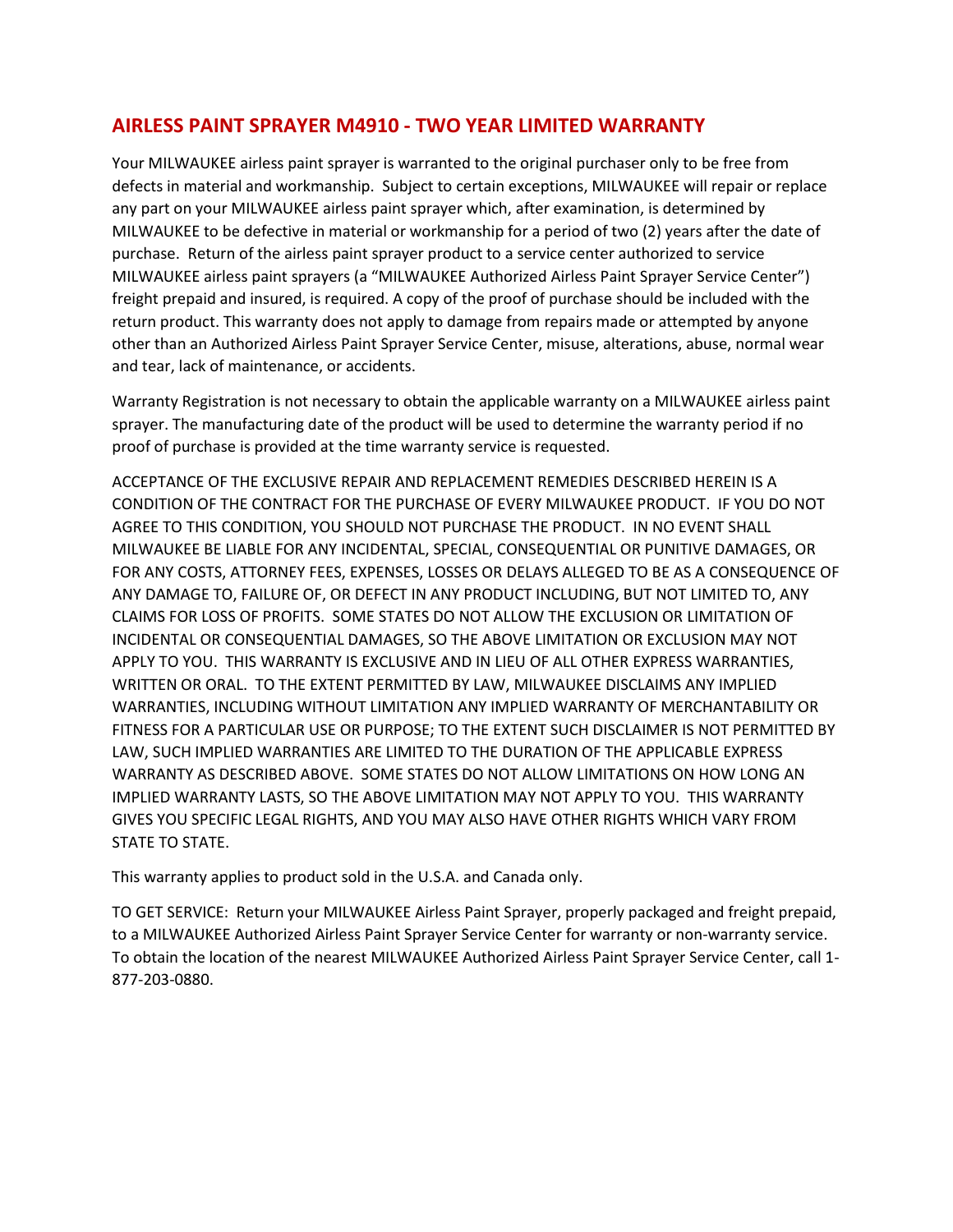## AIRLESS PAINT SPRAYER M4910 - TWO YEAR LIMITED WARRANTY

Your MILWAUKEE airless paint sprayer is warranted to the original purchaser only to be free from defects in material and workmanship. Subject to certain exceptions, MILWAUKEE will repair or replace any part on your MILWAUKEE airless paint sprayer which, after examination, is determined by MILWAUKEE to be defective in material or workmanship for a period of two (2) years after the date of purchase. Return of the airless paint sprayer product to a service center authorized to service MILWAUKEE airless paint sprayers (a "MILWAUKEE Authorized Airless Paint Sprayer Service Center") freight prepaid and insured, is required. A copy of the proof of purchase should be included with the return product. This warranty does not apply to damage from repairs made or attempted by anyone other than an Authorized Airless Paint Sprayer Service Center, misuse, alterations, abuse, normal wear and tear, lack of maintenance, or accidents.

Warranty Registration is not necessary to obtain the applicable warranty on a MILWAUKEE airless paint sprayer. The manufacturing date of the product will be used to determine the warranty period if no proof of purchase is provided at the time warranty service is requested.

ACCEPTANCE OF THE EXCLUSIVE REPAIR AND REPLACEMENT REMEDIES DESCRIBED HEREIN IS A CONDITION OF THE CONTRACT FOR THE PURCHASE OF EVERY MILWAUKEE PRODUCT. IF YOU DO NOT AGREE TO THIS CONDITION, YOU SHOULD NOT PURCHASE THE PRODUCT. IN NO EVENT SHALL MILWAUKEE BE LIABLE FOR ANY INCIDENTAL, SPECIAL, CONSEQUENTIAL OR PUNITIVE DAMAGES, OR FOR ANY COSTS, ATTORNEY FEES, EXPENSES, LOSSES OR DELAYS ALLEGED TO BE AS A CONSEQUENCE OF ANY DAMAGE TO, FAILURE OF, OR DEFECT IN ANY PRODUCT INCLUDING, BUT NOT LIMITED TO, ANY CLAIMS FOR LOSS OF PROFITS. SOME STATES DO NOT ALLOW THE EXCLUSION OR LIMITATION OF INCIDENTAL OR CONSEQUENTIAL DAMAGES, SO THE ABOVE LIMITATION OR EXCLUSION MAY NOT APPLY TO YOU. THIS WARRANTY IS EXCLUSIVE AND IN LIEU OF ALL OTHER EXPRESS WARRANTIES, WRITTEN OR ORAL. TO THE EXTENT PERMITTED BY LAW, MILWAUKEE DISCLAIMS ANY IMPLIED WARRANTIES, INCLUDING WITHOUT LIMITATION ANY IMPLIED WARRANTY OF MERCHANTABILITY OR FITNESS FOR A PARTICULAR USE OR PURPOSE; TO THE EXTENT SUCH DISCLAIMER IS NOT PERMITTED BY LAW, SUCH IMPLIED WARRANTIES ARE LIMITED TO THE DURATION OF THE APPLICABLE EXPRESS WARRANTY AS DESCRIBED ABOVE. SOME STATES DO NOT ALLOW LIMITATIONS ON HOW LONG AN IMPLIED WARRANTY LASTS, SO THE ABOVE LIMITATION MAY NOT APPLY TO YOU. THIS WARRANTY GIVES YOU SPECIFIC LEGAL RIGHTS, AND YOU MAY ALSO HAVE OTHER RIGHTS WHICH VARY FROM STATE TO STATE.

This warranty applies to product sold in the U.S.A. and Canada only.

TO GET SERVICE: Return your MILWAUKEE Airless Paint Sprayer, properly packaged and freight prepaid, to a MILWAUKEE Authorized Airless Paint Sprayer Service Center for warranty or non-warranty service. To obtain the location of the nearest MILWAUKEE Authorized Airless Paint Sprayer Service Center, call 1-877-203-0880.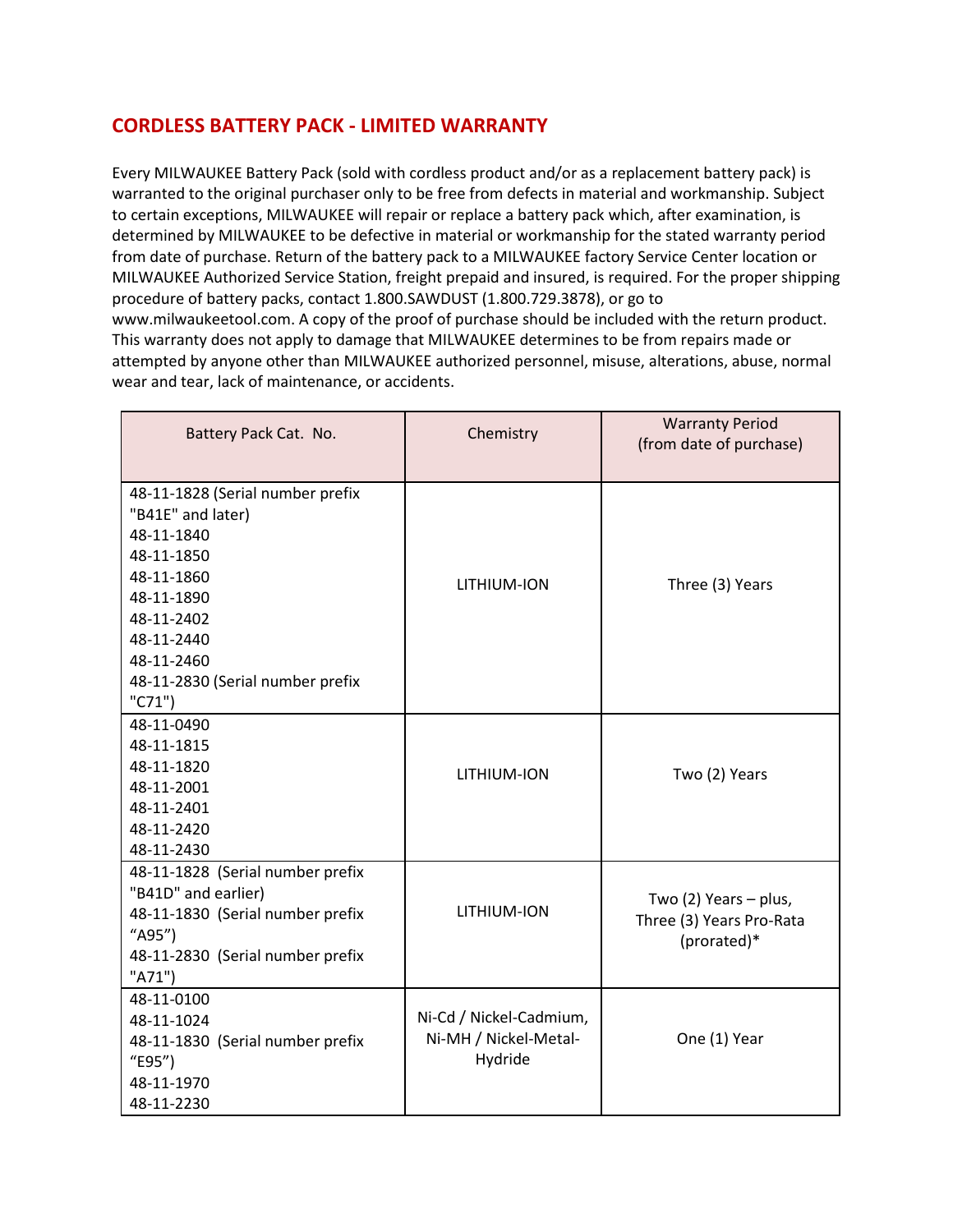## CORDLESS BATTERY PACK - LIMITED WARRANTY

Every MILWAUKEE Battery Pack (sold with cordless product and/or as a replacement battery pack) is warranted to the original purchaser only to be free from defects in material and workmanship. Subject to certain exceptions, MILWAUKEE will repair or replace a battery pack which, after examination, is determined by MILWAUKEE to be defective in material or workmanship for the stated warranty period from date of purchase. Return of the battery pack to a MILWAUKEE factory Service Center location or MILWAUKEE Authorized Service Station, freight prepaid and insured, is required. For the proper shipping procedure of battery packs, contact 1.800.SAWDUST (1.800.729.3878), or go to www.milwaukeetool.com. A copy of the proof of purchase should be included with the return product. This warranty does not apply to damage that MILWAUKEE determines to be from repairs made or attempted by anyone other than MILWAUKEE authorized personnel, misuse, alterations, abuse, normal wear and tear, lack of maintenance, or accidents.

| Battery Pack Cat. No. | Chemistry | Warranty Period (from date of purchase) |
|---|---|---|
| 48-11-1828 (Serial number prefix "B41E" and later)<br>48-11-1840<br>48-11-1850<br>48-11-1860<br>48-11-1890<br>48-11-2402<br>48-11-2440<br>48-11-2460<br>48-11-2830 (Serial number prefix "C71") | LITHIUM-ION | Three (3) Years |
| 48-11-0490<br>48-11-1815<br>48-11-1820<br>48-11-2001<br>48-11-2401<br>48-11-2420<br>48-11-2430 | LITHIUM-ION | Two (2) Years |
| 48-11-1828 (Serial number prefix "B41D" and earlier)<br>48-11-1830 (Serial number prefix "A95")<br>48-11-2830 (Serial number prefix "A71") | LITHIUM-ION | Two (2) Years – plus, Three (3) Years Pro-Rata (prorated)* |
| 48-11-0100<br>48-11-1024<br>48-11-1830 (Serial number prefix "E95")<br>48-11-1970<br>48-11-2230 | Ni-Cd / Nickel-Cadmium, Ni-MH / Nickel-Metal-Hydride | One (1) Year |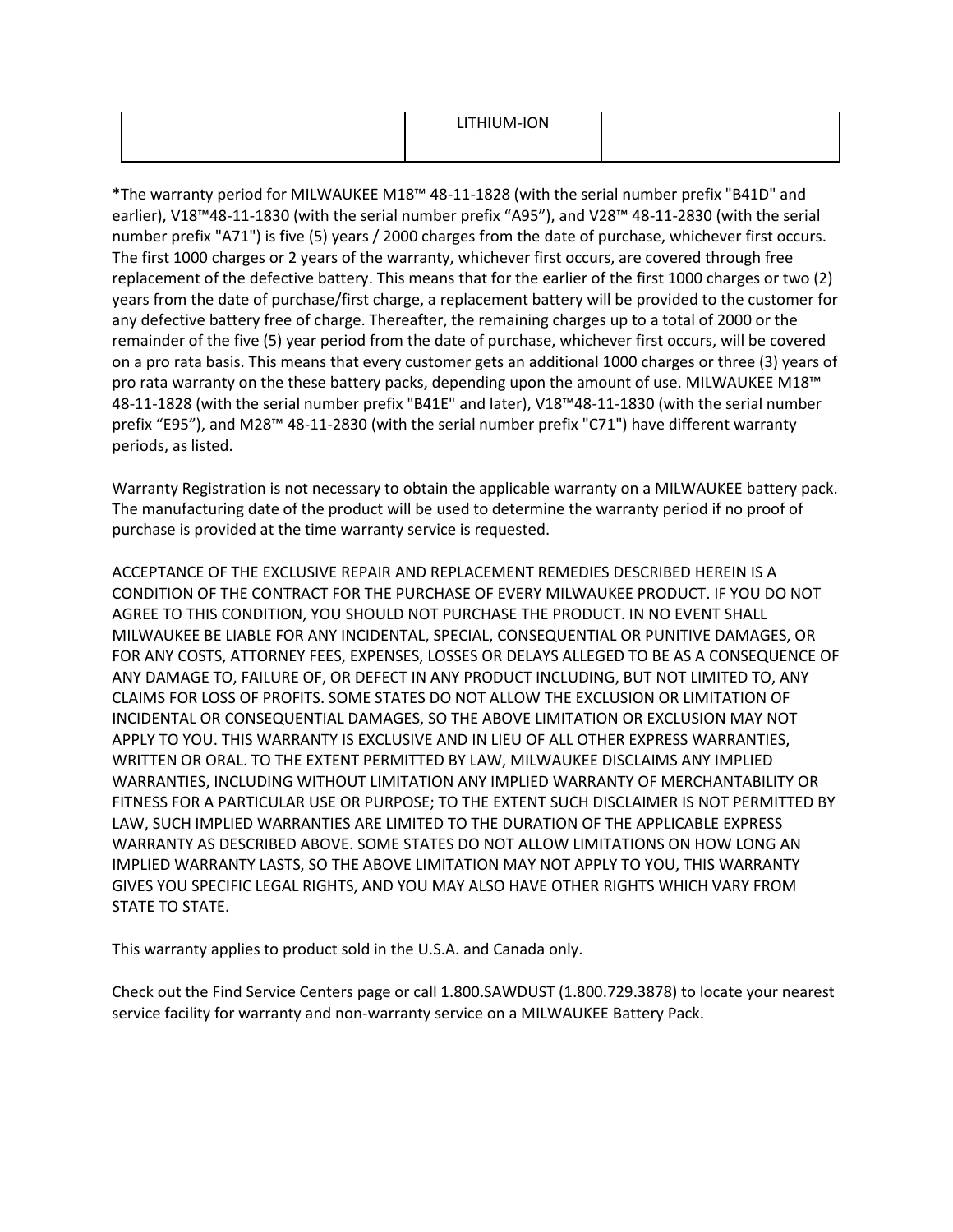| | LITHIUM-ION | |
|---|---|---|

*The warranty period for MILWAUKEE M18™ 48-11-1828 (with the serial number prefix "B41D" and earlier), V18™48-11-1830 (with the serial number prefix “A95”), and V28™ 48-11-2830 (with the serial number prefix "A71") is five (5) years / 2000 charges from the date of purchase, whichever first occurs. The first 1000 charges or 2 years of the warranty, whichever first occurs, are covered through free replacement of the defective battery. This means that for the earlier of the first 1000 charges or two (2) years from the date of purchase/first charge, a replacement battery will be provided to the customer for any defective battery free of charge. Thereafter, the remaining charges up to a total of 2000 or the remainder of the five (5) year period from the date of purchase, whichever first occurs, will be covered on a pro rata basis. This means that every customer gets an additional 1000 charges or three (3) years of pro rata warranty on the these battery packs, depending upon the amount of use. MILWAUKEE M18™ 48-11-1828 (with the serial number prefix "B41E" and later), V18™48-11-1830 (with the serial number prefix “E95”), and M28™ 48-11-2830 (with the serial number prefix "C71") have different warranty periods, as listed.

Warranty Registration is not necessary to obtain the applicable warranty on a MILWAUKEE battery pack. The manufacturing date of the product will be used to determine the warranty period if no proof of purchase is provided at the time warranty service is requested.

ACCEPTANCE OF THE EXCLUSIVE REPAIR AND REPLACEMENT REMEDIES DESCRIBED HEREIN IS A CONDITION OF THE CONTRACT FOR THE PURCHASE OF EVERY MILWAUKEE PRODUCT. IF YOU DO NOT AGREE TO THIS CONDITION, YOU SHOULD NOT PURCHASE THE PRODUCT. IN NO EVENT SHALL MILWAUKEE BE LIABLE FOR ANY INCIDENTAL, SPECIAL, CONSEQUENTIAL OR PUNITIVE DAMAGES, OR FOR ANY COSTS, ATTORNEY FEES, EXPENSES, LOSSES OR DELAYS ALLEGED TO BE AS A CONSEQUENCE OF ANY DAMAGE TO, FAILURE OF, OR DEFECT IN ANY PRODUCT INCLUDING, BUT NOT LIMITED TO, ANY CLAIMS FOR LOSS OF PROFITS. SOME STATES DO NOT ALLOW THE EXCLUSION OR LIMITATION OF INCIDENTAL OR CONSEQUENTIAL DAMAGES, SO THE ABOVE LIMITATION OR EXCLUSION MAY NOT APPLY TO YOU. THIS WARRANTY IS EXCLUSIVE AND IN LIEU OF ALL OTHER EXPRESS WARRANTIES, WRITTEN OR ORAL. TO THE EXTENT PERMITTED BY LAW, MILWAUKEE DISCLAIMS ANY IMPLIED WARRANTIES, INCLUDING WITHOUT LIMITATION ANY IMPLIED WARRANTY OF MERCHANTABILITY OR FITNESS FOR A PARTICULAR USE OR PURPOSE; TO THE EXTENT SUCH DISCLAIMER IS NOT PERMITTED BY LAW, SUCH IMPLIED WARRANTIES ARE LIMITED TO THE DURATION OF THE APPLICABLE EXPRESS WARRANTY AS DESCRIBED ABOVE. SOME STATES DO NOT ALLOW LIMITATIONS ON HOW LONG AN IMPLIED WARRANTY LASTS, SO THE ABOVE LIMITATION MAY NOT APPLY TO YOU, THIS WARRANTY GIVES YOU SPECIFIC LEGAL RIGHTS, AND YOU MAY ALSO HAVE OTHER RIGHTS WHICH VARY FROM STATE TO STATE.

This warranty applies to product sold in the U.S.A. and Canada only.

Check out the Find Service Centers page or call 1.800.SAWDUST (1.800.729.3878) to locate your nearest service facility for warranty and non-warranty service on a MILWAUKEE Battery Pack.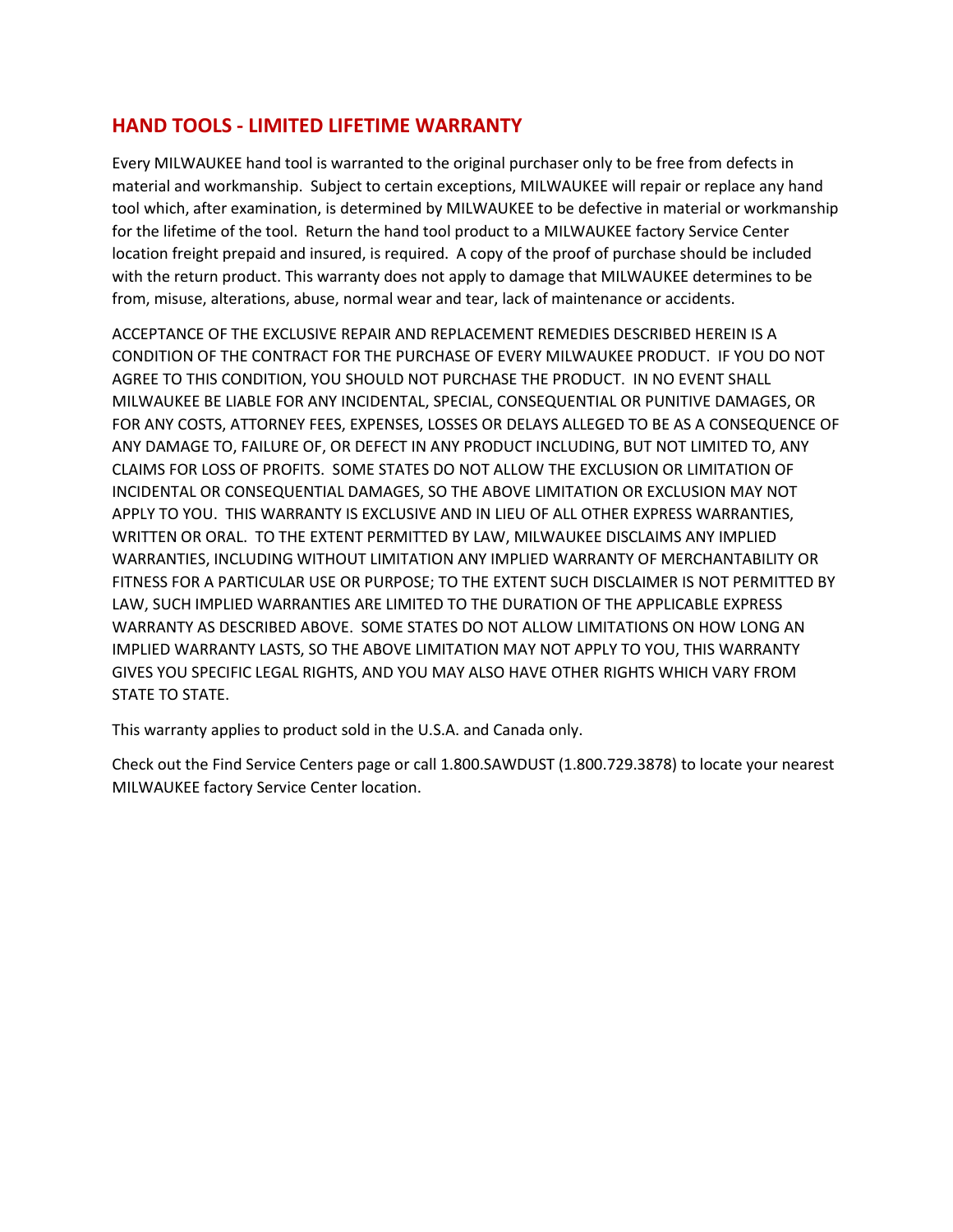## HAND TOOLS - LIMITED LIFETIME WARRANTY

Every MILWAUKEE hand tool is warranted to the original purchaser only to be free from defects in material and workmanship. Subject to certain exceptions, MILWAUKEE will repair or replace any hand tool which, after examination, is determined by MILWAUKEE to be defective in material or workmanship for the lifetime of the tool. Return the hand tool product to a MILWAUKEE factory Service Center location freight prepaid and insured, is required. A copy of the proof of purchase should be included with the return product. This warranty does not apply to damage that MILWAUKEE determines to be from, misuse, alterations, abuse, normal wear and tear, lack of maintenance or accidents.

ACCEPTANCE OF THE EXCLUSIVE REPAIR AND REPLACEMENT REMEDIES DESCRIBED HEREIN IS A CONDITION OF THE CONTRACT FOR THE PURCHASE OF EVERY MILWAUKEE PRODUCT. IF YOU DO NOT AGREE TO THIS CONDITION, YOU SHOULD NOT PURCHASE THE PRODUCT. IN NO EVENT SHALL MILWAUKEE BE LIABLE FOR ANY INCIDENTAL, SPECIAL, CONSEQUENTIAL OR PUNITIVE DAMAGES, OR FOR ANY COSTS, ATTORNEY FEES, EXPENSES, LOSSES OR DELAYS ALLEGED TO BE AS A CONSEQUENCE OF ANY DAMAGE TO, FAILURE OF, OR DEFECT IN ANY PRODUCT INCLUDING, BUT NOT LIMITED TO, ANY CLAIMS FOR LOSS OF PROFITS. SOME STATES DO NOT ALLOW THE EXCLUSION OR LIMITATION OF INCIDENTAL OR CONSEQUENTIAL DAMAGES, SO THE ABOVE LIMITATION OR EXCLUSION MAY NOT APPLY TO YOU. THIS WARRANTY IS EXCLUSIVE AND IN LIEU OF ALL OTHER EXPRESS WARRANTIES, WRITTEN OR ORAL. TO THE EXTENT PERMITTED BY LAW, MILWAUKEE DISCLAIMS ANY IMPLIED WARRANTIES, INCLUDING WITHOUT LIMITATION ANY IMPLIED WARRANTY OF MERCHANTABILITY OR FITNESS FOR A PARTICULAR USE OR PURPOSE; TO THE EXTENT SUCH DISCLAIMER IS NOT PERMITTED BY LAW, SUCH IMPLIED WARRANTIES ARE LIMITED TO THE DURATION OF THE APPLICABLE EXPRESS WARRANTY AS DESCRIBED ABOVE. SOME STATES DO NOT ALLOW LIMITATIONS ON HOW LONG AN IMPLIED WARRANTY LASTS, SO THE ABOVE LIMITATION MAY NOT APPLY TO YOU, THIS WARRANTY GIVES YOU SPECIFIC LEGAL RIGHTS, AND YOU MAY ALSO HAVE OTHER RIGHTS WHICH VARY FROM STATE TO STATE.

This warranty applies to product sold in the U.S.A. and Canada only.

Check out the Find Service Centers page or call 1.800.SAWDUST (1.800.729.3878) to locate your nearest MILWAUKEE factory Service Center location.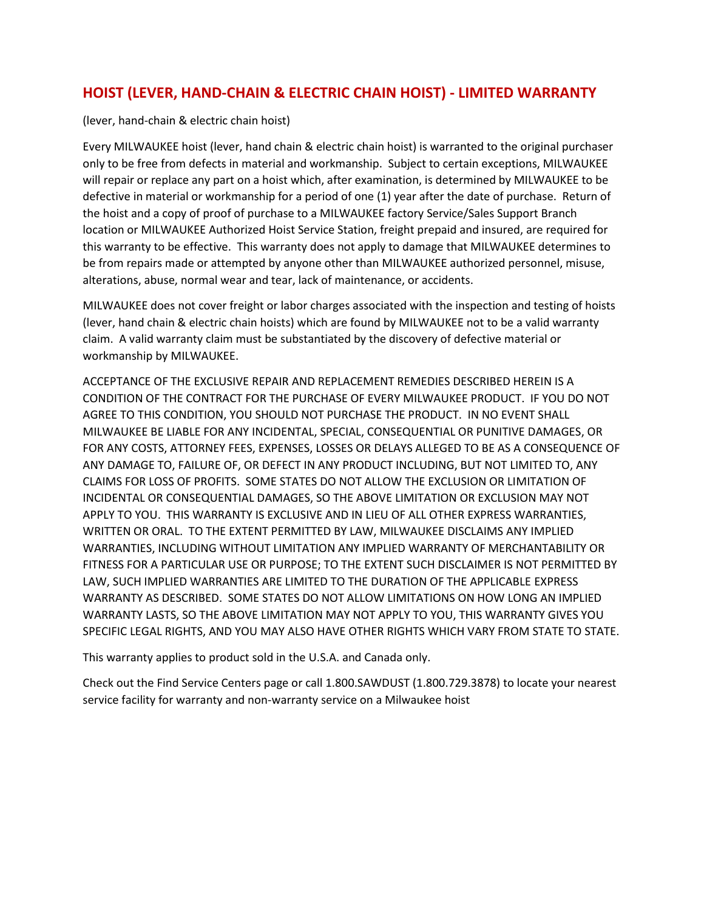## HOIST (LEVER, HAND-CHAIN & ELECTRIC CHAIN HOIST) - LIMITED WARRANTY

(lever, hand-chain & electric chain hoist)

Every MILWAUKEE hoist (lever, hand chain & electric chain hoist) is warranted to the original purchaser only to be free from defects in material and workmanship. Subject to certain exceptions, MILWAUKEE will repair or replace any part on a hoist which, after examination, is determined by MILWAUKEE to be defective in material or workmanship for a period of one (1) year after the date of purchase. Return of the hoist and a copy of proof of purchase to a MILWAUKEE factory Service/Sales Support Branch location or MILWAUKEE Authorized Hoist Service Station, freight prepaid and insured, are required for this warranty to be effective. This warranty does not apply to damage that MILWAUKEE determines to be from repairs made or attempted by anyone other than MILWAUKEE authorized personnel, misuse, alterations, abuse, normal wear and tear, lack of maintenance, or accidents.

MILWAUKEE does not cover freight or labor charges associated with the inspection and testing of hoists (lever, hand chain & electric chain hoists) which are found by MILWAUKEE not to be a valid warranty claim. A valid warranty claim must be substantiated by the discovery of defective material or workmanship by MILWAUKEE.

ACCEPTANCE OF THE EXCLUSIVE REPAIR AND REPLACEMENT REMEDIES DESCRIBED HEREIN IS A CONDITION OF THE CONTRACT FOR THE PURCHASE OF EVERY MILWAUKEE PRODUCT. IF YOU DO NOT AGREE TO THIS CONDITION, YOU SHOULD NOT PURCHASE THE PRODUCT. IN NO EVENT SHALL MILWAUKEE BE LIABLE FOR ANY INCIDENTAL, SPECIAL, CONSEQUENTIAL OR PUNITIVE DAMAGES, OR FOR ANY COSTS, ATTORNEY FEES, EXPENSES, LOSSES OR DELAYS ALLEGED TO BE AS A CONSEQUENCE OF ANY DAMAGE TO, FAILURE OF, OR DEFECT IN ANY PRODUCT INCLUDING, BUT NOT LIMITED TO, ANY CLAIMS FOR LOSS OF PROFITS. SOME STATES DO NOT ALLOW THE EXCLUSION OR LIMITATION OF INCIDENTAL OR CONSEQUENTIAL DAMAGES, SO THE ABOVE LIMITATION OR EXCLUSION MAY NOT APPLY TO YOU. THIS WARRANTY IS EXCLUSIVE AND IN LIEU OF ALL OTHER EXPRESS WARRANTIES, WRITTEN OR ORAL. TO THE EXTENT PERMITTED BY LAW, MILWAUKEE DISCLAIMS ANY IMPLIED WARRANTIES, INCLUDING WITHOUT LIMITATION ANY IMPLIED WARRANTY OF MERCHANTABILITY OR FITNESS FOR A PARTICULAR USE OR PURPOSE; TO THE EXTENT SUCH DISCLAIMER IS NOT PERMITTED BY LAW, SUCH IMPLIED WARRANTIES ARE LIMITED TO THE DURATION OF THE APPLICABLE EXPRESS WARRANTY AS DESCRIBED. SOME STATES DO NOT ALLOW LIMITATIONS ON HOW LONG AN IMPLIED WARRANTY LASTS, SO THE ABOVE LIMITATION MAY NOT APPLY TO YOU, THIS WARRANTY GIVES YOU SPECIFIC LEGAL RIGHTS, AND YOU MAY ALSO HAVE OTHER RIGHTS WHICH VARY FROM STATE TO STATE.

This warranty applies to product sold in the U.S.A. and Canada only.

Check out the Find Service Centers page or call 1.800.SAWDUST (1.800.729.3878) to locate your nearest service facility for warranty and non-warranty service on a Milwaukee hoist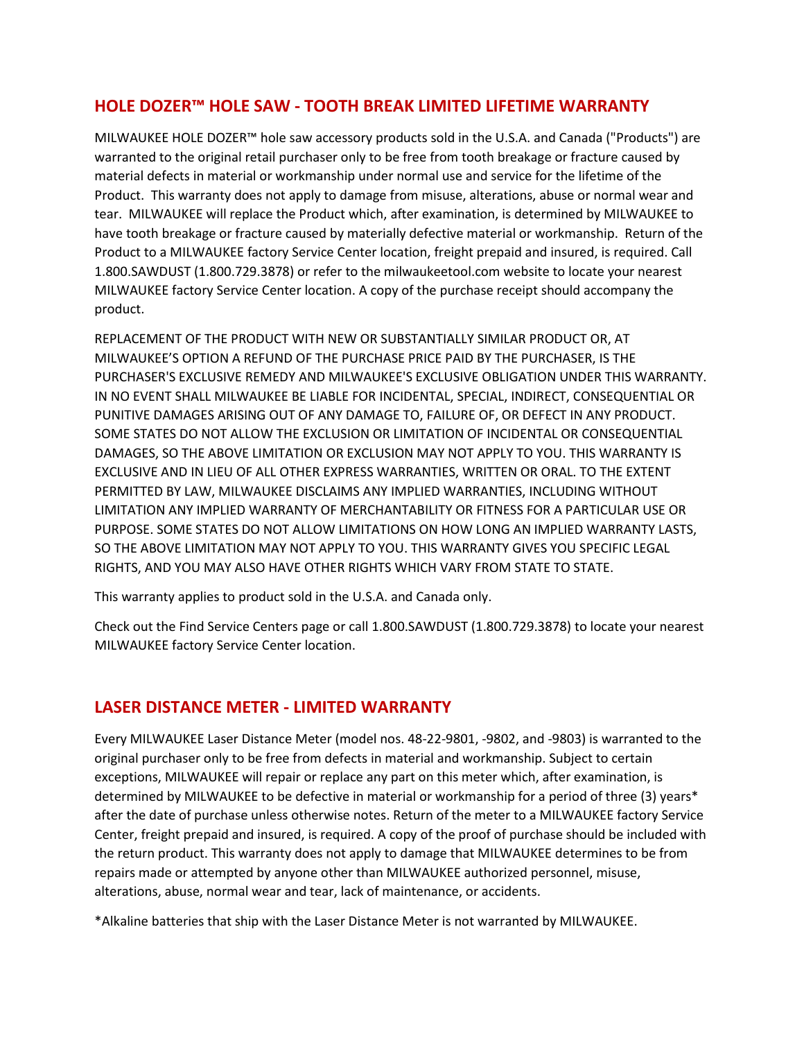## HOLE DOZER™ HOLE SAW - TOOTH BREAK LIMITED LIFETIME WARRANTY

MILWAUKEE HOLE DOZER™ hole saw accessory products sold in the U.S.A. and Canada ("Products") are warranted to the original retail purchaser only to be free from tooth breakage or fracture caused by material defects in material or workmanship under normal use and service for the lifetime of the Product. This warranty does not apply to damage from misuse, alterations, abuse or normal wear and tear. MILWAUKEE will replace the Product which, after examination, is determined by MILWAUKEE to have tooth breakage or fracture caused by materially defective material or workmanship. Return of the Product to a MILWAUKEE factory Service Center location, freight prepaid and insured, is required. Call 1.800.SAWDUST (1.800.729.3878) or refer to the milwaukeetool.com website to locate your nearest MILWAUKEE factory Service Center location. A copy of the purchase receipt should accompany the product.

REPLACEMENT OF THE PRODUCT WITH NEW OR SUBSTANTIALLY SIMILAR PRODUCT OR, AT MILWAUKEE'S OPTION A REFUND OF THE PURCHASE PRICE PAID BY THE PURCHASER, IS THE PURCHASER'S EXCLUSIVE REMEDY AND MILWAUKEE'S EXCLUSIVE OBLIGATION UNDER THIS WARRANTY. IN NO EVENT SHALL MILWAUKEE BE LIABLE FOR INCIDENTAL, SPECIAL, INDIRECT, CONSEQUENTIAL OR PUNITIVE DAMAGES ARISING OUT OF ANY DAMAGE TO, FAILURE OF, OR DEFECT IN ANY PRODUCT. SOME STATES DO NOT ALLOW THE EXCLUSION OR LIMITATION OF INCIDENTAL OR CONSEQUENTIAL DAMAGES, SO THE ABOVE LIMITATION OR EXCLUSION MAY NOT APPLY TO YOU. THIS WARRANTY IS EXCLUSIVE AND IN LIEU OF ALL OTHER EXPRESS WARRANTIES, WRITTEN OR ORAL. TO THE EXTENT PERMITTED BY LAW, MILWAUKEE DISCLAIMS ANY IMPLIED WARRANTIES, INCLUDING WITHOUT LIMITATION ANY IMPLIED WARRANTY OF MERCHANTABILITY OR FITNESS FOR A PARTICULAR USE OR PURPOSE. SOME STATES DO NOT ALLOW LIMITATIONS ON HOW LONG AN IMPLIED WARRANTY LASTS, SO THE ABOVE LIMITATION MAY NOT APPLY TO YOU. THIS WARRANTY GIVES YOU SPECIFIC LEGAL RIGHTS, AND YOU MAY ALSO HAVE OTHER RIGHTS WHICH VARY FROM STATE TO STATE.

This warranty applies to product sold in the U.S.A. and Canada only.

Check out the Find Service Centers page or call 1.800.SAWDUST (1.800.729.3878) to locate your nearest MILWAUKEE factory Service Center location.

## LASER DISTANCE METER - LIMITED WARRANTY

Every MILWAUKEE Laser Distance Meter (model nos. 48-22-9801, -9802, and -9803) is warranted to the original purchaser only to be free from defects in material and workmanship. Subject to certain exceptions, MILWAUKEE will repair or replace any part on this meter which, after examination, is determined by MILWAUKEE to be defective in material or workmanship for a period of three (3) years* after the date of purchase unless otherwise notes. Return of the meter to a MILWAUKEE factory Service Center, freight prepaid and insured, is required. A copy of the proof of purchase should be included with the return product. This warranty does not apply to damage that MILWAUKEE determines to be from repairs made or attempted by anyone other than MILWAUKEE authorized personnel, misuse, alterations, abuse, normal wear and tear, lack of maintenance, or accidents.

*Alkaline batteries that ship with the Laser Distance Meter is not warranted by MILWAUKEE.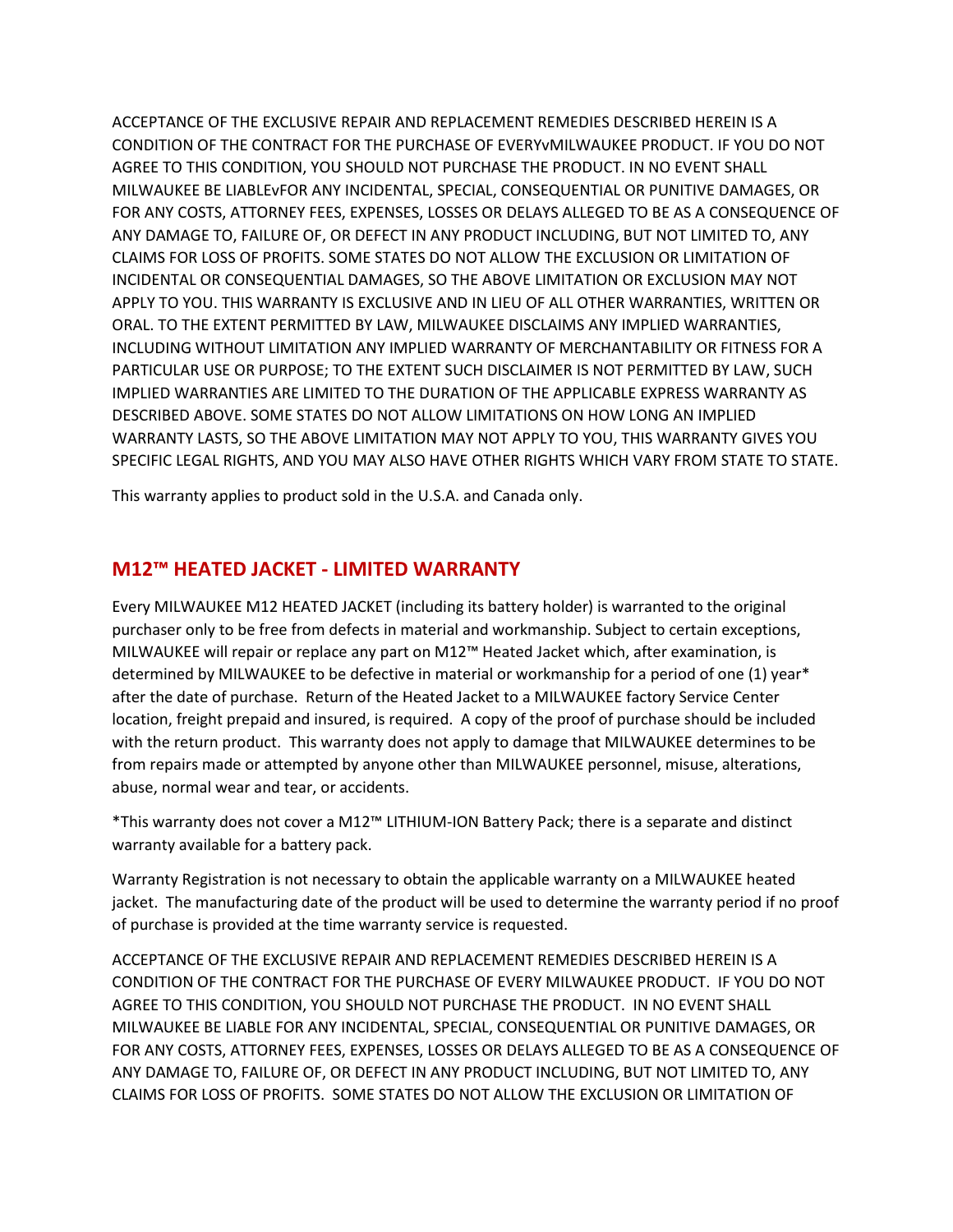ACCEPTANCE OF THE EXCLUSIVE REPAIR AND REPLACEMENT REMEDIES DESCRIBED HEREIN IS A CONDITION OF THE CONTRACT FOR THE PURCHASE OF EVERYvMILWAUKEE PRODUCT. IF YOU DO NOT AGREE TO THIS CONDITION, YOU SHOULD NOT PURCHASE THE PRODUCT. IN NO EVENT SHALL MILWAUKEE BE LIABLEvFOR ANY INCIDENTAL, SPECIAL, CONSEQUENTIAL OR PUNITIVE DAMAGES, OR FOR ANY COSTS, ATTORNEY FEES, EXPENSES, LOSSES OR DELAYS ALLEGED TO BE AS A CONSEQUENCE OF ANY DAMAGE TO, FAILURE OF, OR DEFECT IN ANY PRODUCT INCLUDING, BUT NOT LIMITED TO, ANY CLAIMS FOR LOSS OF PROFITS. SOME STATES DO NOT ALLOW THE EXCLUSION OR LIMITATION OF INCIDENTAL OR CONSEQUENTIAL DAMAGES, SO THE ABOVE LIMITATION OR EXCLUSION MAY NOT APPLY TO YOU. THIS WARRANTY IS EXCLUSIVE AND IN LIEU OF ALL OTHER WARRANTIES, WRITTEN OR ORAL. TO THE EXTENT PERMITTED BY LAW, MILWAUKEE DISCLAIMS ANY IMPLIED WARRANTIES, INCLUDING WITHOUT LIMITATION ANY IMPLIED WARRANTY OF MERCHANTABILITY OR FITNESS FOR A PARTICULAR USE OR PURPOSE; TO THE EXTENT SUCH DISCLAIMER IS NOT PERMITTED BY LAW, SUCH IMPLIED WARRANTIES ARE LIMITED TO THE DURATION OF THE APPLICABLE EXPRESS WARRANTY AS DESCRIBED ABOVE. SOME STATES DO NOT ALLOW LIMITATIONS ON HOW LONG AN IMPLIED WARRANTY LASTS, SO THE ABOVE LIMITATION MAY NOT APPLY TO YOU, THIS WARRANTY GIVES YOU SPECIFIC LEGAL RIGHTS, AND YOU MAY ALSO HAVE OTHER RIGHTS WHICH VARY FROM STATE TO STATE.

This warranty applies to product sold in the U.S.A. and Canada only.

## M12™ HEATED JACKET - LIMITED WARRANTY

Every MILWAUKEE M12 HEATED JACKET (including its battery holder) is warranted to the original purchaser only to be free from defects in material and workmanship. Subject to certain exceptions, MILWAUKEE will repair or replace any part on M12™ Heated Jacket which, after examination, is determined by MILWAUKEE to be defective in material or workmanship for a period of one (1) year* after the date of purchase. Return of the Heated Jacket to a MILWAUKEE factory Service Center location, freight prepaid and insured, is required. A copy of the proof of purchase should be included with the return product. This warranty does not apply to damage that MILWAUKEE determines to be from repairs made or attempted by anyone other than MILWAUKEE personnel, misuse, alterations, abuse, normal wear and tear, or accidents.

*This warranty does not cover a M12™ LITHIUM-ION Battery Pack; there is a separate and distinct warranty available for a battery pack.

Warranty Registration is not necessary to obtain the applicable warranty on a MILWAUKEE heated jacket. The manufacturing date of the product will be used to determine the warranty period if no proof of purchase is provided at the time warranty service is requested.

ACCEPTANCE OF THE EXCLUSIVE REPAIR AND REPLACEMENT REMEDIES DESCRIBED HEREIN IS A CONDITION OF THE CONTRACT FOR THE PURCHASE OF EVERY MILWAUKEE PRODUCT. IF YOU DO NOT AGREE TO THIS CONDITION, YOU SHOULD NOT PURCHASE THE PRODUCT. IN NO EVENT SHALL MILWAUKEE BE LIABLE FOR ANY INCIDENTAL, SPECIAL, CONSEQUENTIAL OR PUNITIVE DAMAGES, OR FOR ANY COSTS, ATTORNEY FEES, EXPENSES, LOSSES OR DELAYS ALLEGED TO BE AS A CONSEQUENCE OF ANY DAMAGE TO, FAILURE OF, OR DEFECT IN ANY PRODUCT INCLUDING, BUT NOT LIMITED TO, ANY CLAIMS FOR LOSS OF PROFITS. SOME STATES DO NOT ALLOW THE EXCLUSION OR LIMITATION OF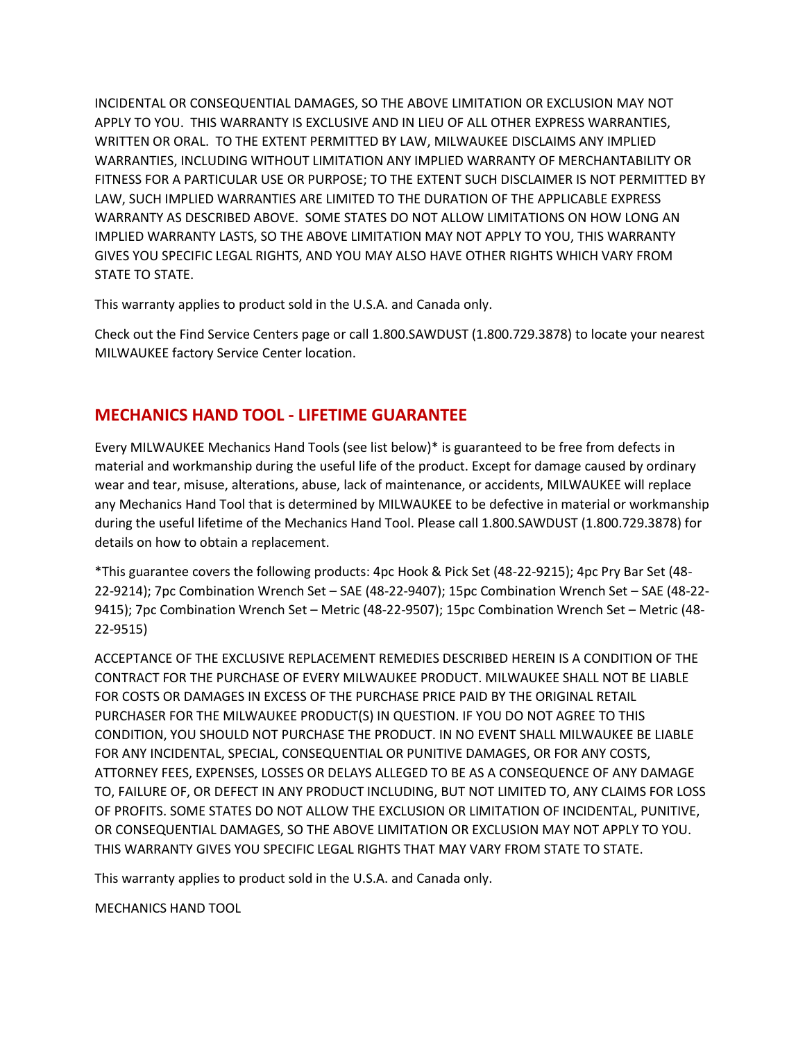INCIDENTAL OR CONSEQUENTIAL DAMAGES, SO THE ABOVE LIMITATION OR EXCLUSION MAY NOT APPLY TO YOU. THIS WARRANTY IS EXCLUSIVE AND IN LIEU OF ALL OTHER EXPRESS WARRANTIES, WRITTEN OR ORAL. TO THE EXTENT PERMITTED BY LAW, MILWAUKEE DISCLAIMS ANY IMPLIED WARRANTIES, INCLUDING WITHOUT LIMITATION ANY IMPLIED WARRANTY OF MERCHANTABILITY OR FITNESS FOR A PARTICULAR USE OR PURPOSE; TO THE EXTENT SUCH DISCLAIMER IS NOT PERMITTED BY LAW, SUCH IMPLIED WARRANTIES ARE LIMITED TO THE DURATION OF THE APPLICABLE EXPRESS WARRANTY AS DESCRIBED ABOVE. SOME STATES DO NOT ALLOW LIMITATIONS ON HOW LONG AN IMPLIED WARRANTY LASTS, SO THE ABOVE LIMITATION MAY NOT APPLY TO YOU, THIS WARRANTY GIVES YOU SPECIFIC LEGAL RIGHTS, AND YOU MAY ALSO HAVE OTHER RIGHTS WHICH VARY FROM STATE TO STATE.

This warranty applies to product sold in the U.S.A. and Canada only.

Check out the Find Service Centers page or call 1.800.SAWDUST (1.800.729.3878) to locate your nearest MILWAUKEE factory Service Center location.

## MECHANICS HAND TOOL - LIFETIME GUARANTEE

Every MILWAUKEE Mechanics Hand Tools (see list below)* is guaranteed to be free from defects in material and workmanship during the useful life of the product. Except for damage caused by ordinary wear and tear, misuse, alterations, abuse, lack of maintenance, or accidents, MILWAUKEE will replace any Mechanics Hand Tool that is determined by MILWAUKEE to be defective in material or workmanship during the useful lifetime of the Mechanics Hand Tool. Please call 1.800.SAWDUST (1.800.729.3878) for details on how to obtain a replacement.

*This guarantee covers the following products: 4pc Hook & Pick Set (48-22-9215); 4pc Pry Bar Set (48-22-9214); 7pc Combination Wrench Set – SAE (48-22-9407); 15pc Combination Wrench Set – SAE (48-22-9415); 7pc Combination Wrench Set – Metric (48-22-9507); 15pc Combination Wrench Set – Metric (48-22-9515)

ACCEPTANCE OF THE EXCLUSIVE REPLACEMENT REMEDIES DESCRIBED HEREIN IS A CONDITION OF THE CONTRACT FOR THE PURCHASE OF EVERY MILWAUKEE PRODUCT. MILWAUKEE SHALL NOT BE LIABLE FOR COSTS OR DAMAGES IN EXCESS OF THE PURCHASE PRICE PAID BY THE ORIGINAL RETAIL PURCHASER FOR THE MILWAUKEE PRODUCT(S) IN QUESTION. IF YOU DO NOT AGREE TO THIS CONDITION, YOU SHOULD NOT PURCHASE THE PRODUCT. IN NO EVENT SHALL MILWAUKEE BE LIABLE FOR ANY INCIDENTAL, SPECIAL, CONSEQUENTIAL OR PUNITIVE DAMAGES, OR FOR ANY COSTS, ATTORNEY FEES, EXPENSES, LOSSES OR DELAYS ALLEGED TO BE AS A CONSEQUENCE OF ANY DAMAGE TO, FAILURE OF, OR DEFECT IN ANY PRODUCT INCLUDING, BUT NOT LIMITED TO, ANY CLAIMS FOR LOSS OF PROFITS. SOME STATES DO NOT ALLOW THE EXCLUSION OR LIMITATION OF INCIDENTAL, PUNITIVE, OR CONSEQUENTIAL DAMAGES, SO THE ABOVE LIMITATION OR EXCLUSION MAY NOT APPLY TO YOU. THIS WARRANTY GIVES YOU SPECIFIC LEGAL RIGHTS THAT MAY VARY FROM STATE TO STATE.

This warranty applies to product sold in the U.S.A. and Canada only.

MECHANICS HAND TOOL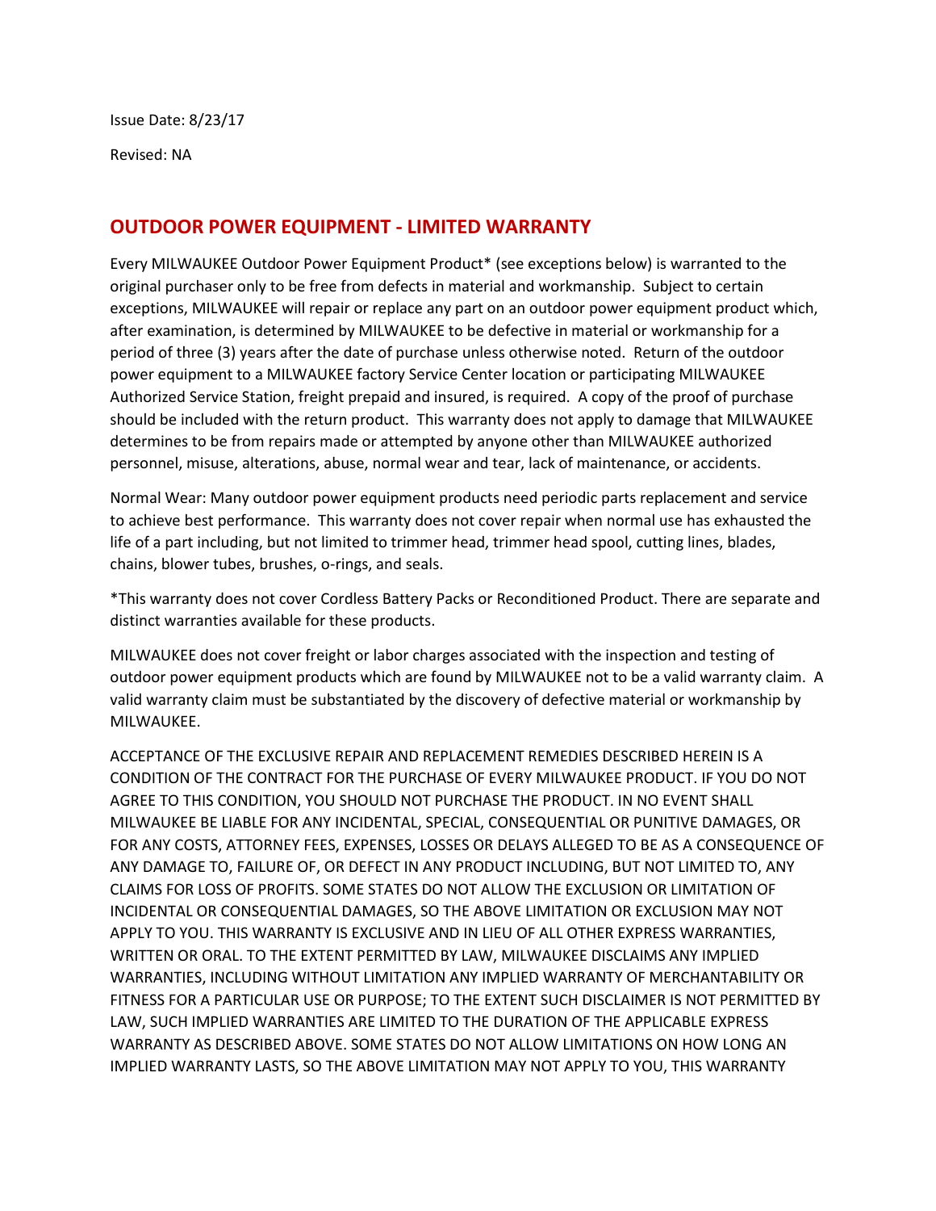Issue Date: 8/23/17

Revised: NA

## OUTDOOR POWER EQUIPMENT - LIMITED WARRANTY

Every MILWAUKEE Outdoor Power Equipment Product* (see exceptions below) is warranted to the original purchaser only to be free from defects in material and workmanship. Subject to certain exceptions, MILWAUKEE will repair or replace any part on an outdoor power equipment product which, after examination, is determined by MILWAUKEE to be defective in material or workmanship for a period of three (3) years after the date of purchase unless otherwise noted. Return of the outdoor power equipment to a MILWAUKEE factory Service Center location or participating MILWAUKEE Authorized Service Station, freight prepaid and insured, is required. A copy of the proof of purchase should be included with the return product. This warranty does not apply to damage that MILWAUKEE determines to be from repairs made or attempted by anyone other than MILWAUKEE authorized personnel, misuse, alterations, abuse, normal wear and tear, lack of maintenance, or accidents.

Normal Wear: Many outdoor power equipment products need periodic parts replacement and service to achieve best performance. This warranty does not cover repair when normal use has exhausted the life of a part including, but not limited to trimmer head, trimmer head spool, cutting lines, blades, chains, blower tubes, brushes, o-rings, and seals.

*This warranty does not cover Cordless Battery Packs or Reconditioned Product. There are separate and distinct warranties available for these products.

MILWAUKEE does not cover freight or labor charges associated with the inspection and testing of outdoor power equipment products which are found by MILWAUKEE not to be a valid warranty claim. A valid warranty claim must be substantiated by the discovery of defective material or workmanship by MILWAUKEE.

ACCEPTANCE OF THE EXCLUSIVE REPAIR AND REPLACEMENT REMEDIES DESCRIBED HEREIN IS A CONDITION OF THE CONTRACT FOR THE PURCHASE OF EVERY MILWAUKEE PRODUCT. IF YOU DO NOT AGREE TO THIS CONDITION, YOU SHOULD NOT PURCHASE THE PRODUCT. IN NO EVENT SHALL MILWAUKEE BE LIABLE FOR ANY INCIDENTAL, SPECIAL, CONSEQUENTIAL OR PUNITIVE DAMAGES, OR FOR ANY COSTS, ATTORNEY FEES, EXPENSES, LOSSES OR DELAYS ALLEGED TO BE AS A CONSEQUENCE OF ANY DAMAGE TO, FAILURE OF, OR DEFECT IN ANY PRODUCT INCLUDING, BUT NOT LIMITED TO, ANY CLAIMS FOR LOSS OF PROFITS. SOME STATES DO NOT ALLOW THE EXCLUSION OR LIMITATION OF INCIDENTAL OR CONSEQUENTIAL DAMAGES, SO THE ABOVE LIMITATION OR EXCLUSION MAY NOT APPLY TO YOU. THIS WARRANTY IS EXCLUSIVE AND IN LIEU OF ALL OTHER EXPRESS WARRANTIES, WRITTEN OR ORAL. TO THE EXTENT PERMITTED BY LAW, MILWAUKEE DISCLAIMS ANY IMPLIED WARRANTIES, INCLUDING WITHOUT LIMITATION ANY IMPLIED WARRANTY OF MERCHANTABILITY OR FITNESS FOR A PARTICULAR USE OR PURPOSE; TO THE EXTENT SUCH DISCLAIMER IS NOT PERMITTED BY LAW, SUCH IMPLIED WARRANTIES ARE LIMITED TO THE DURATION OF THE APPLICABLE EXPRESS WARRANTY AS DESCRIBED ABOVE. SOME STATES DO NOT ALLOW LIMITATIONS ON HOW LONG AN IMPLIED WARRANTY LASTS, SO THE ABOVE LIMITATION MAY NOT APPLY TO YOU, THIS WARRANTY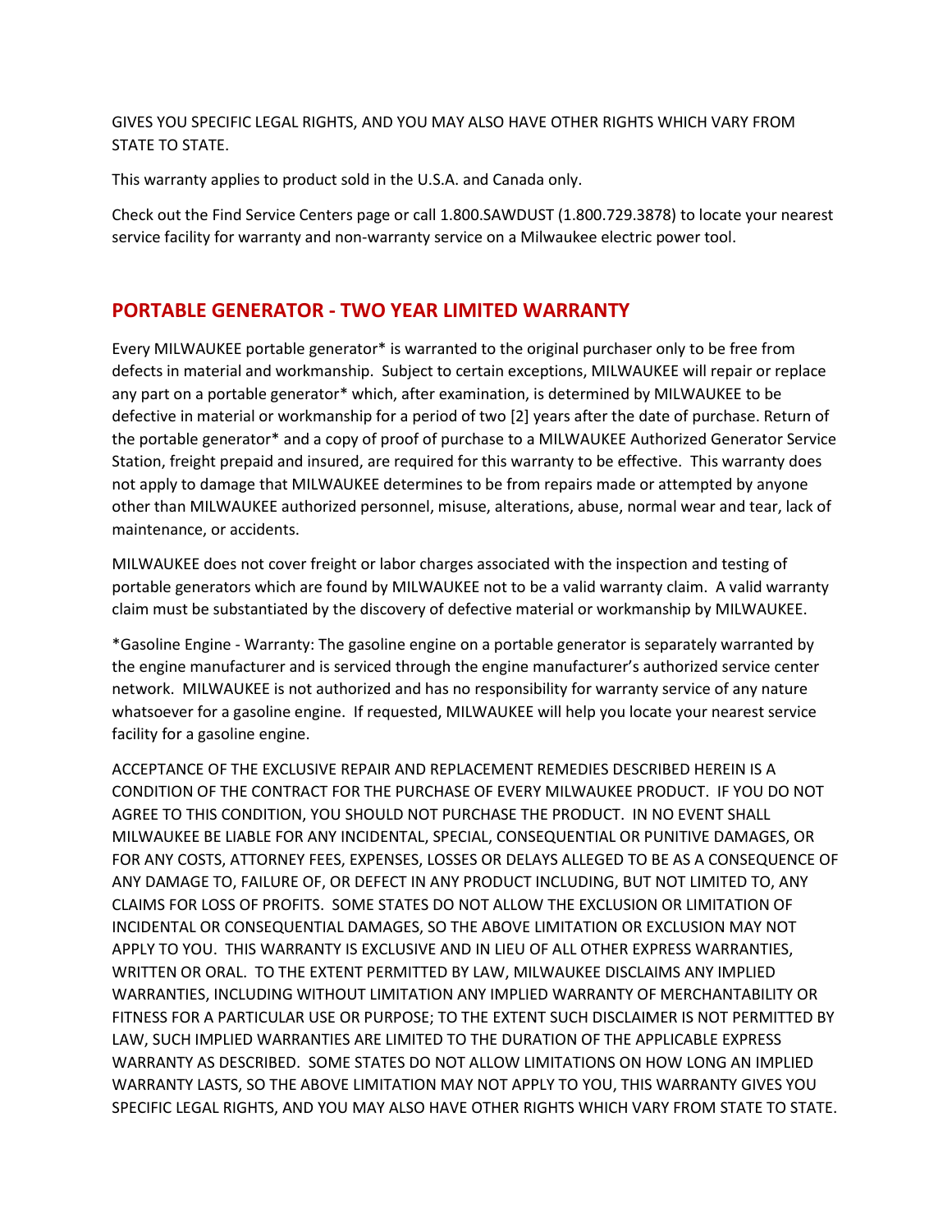GIVES YOU SPECIFIC LEGAL RIGHTS, AND YOU MAY ALSO HAVE OTHER RIGHTS WHICH VARY FROM STATE TO STATE.

This warranty applies to product sold in the U.S.A. and Canada only.

Check out the Find Service Centers page or call 1.800.SAWDUST (1.800.729.3878) to locate your nearest service facility for warranty and non-warranty service on a Milwaukee electric power tool.

## PORTABLE GENERATOR - TWO YEAR LIMITED WARRANTY

Every MILWAUKEE portable generator* is warranted to the original purchaser only to be free from defects in material and workmanship. Subject to certain exceptions, MILWAUKEE will repair or replace any part on a portable generator* which, after examination, is determined by MILWAUKEE to be defective in material or workmanship for a period of two [2] years after the date of purchase. Return of the portable generator* and a copy of proof of purchase to a MILWAUKEE Authorized Generator Service Station, freight prepaid and insured, are required for this warranty to be effective. This warranty does not apply to damage that MILWAUKEE determines to be from repairs made or attempted by anyone other than MILWAUKEE authorized personnel, misuse, alterations, abuse, normal wear and tear, lack of maintenance, or accidents.

MILWAUKEE does not cover freight or labor charges associated with the inspection and testing of portable generators which are found by MILWAUKEE not to be a valid warranty claim. A valid warranty claim must be substantiated by the discovery of defective material or workmanship by MILWAUKEE.

*Gasoline Engine - Warranty: The gasoline engine on a portable generator is separately warranted by the engine manufacturer and is serviced through the engine manufacturer's authorized service center network. MILWAUKEE is not authorized and has no responsibility for warranty service of any nature whatsoever for a gasoline engine. If requested, MILWAUKEE will help you locate your nearest service facility for a gasoline engine.

ACCEPTANCE OF THE EXCLUSIVE REPAIR AND REPLACEMENT REMEDIES DESCRIBED HEREIN IS A CONDITION OF THE CONTRACT FOR THE PURCHASE OF EVERY MILWAUKEE PRODUCT. IF YOU DO NOT AGREE TO THIS CONDITION, YOU SHOULD NOT PURCHASE THE PRODUCT. IN NO EVENT SHALL MILWAUKEE BE LIABLE FOR ANY INCIDENTAL, SPECIAL, CONSEQUENTIAL OR PUNITIVE DAMAGES, OR FOR ANY COSTS, ATTORNEY FEES, EXPENSES, LOSSES OR DELAYS ALLEGED TO BE AS A CONSEQUENCE OF ANY DAMAGE TO, FAILURE OF, OR DEFECT IN ANY PRODUCT INCLUDING, BUT NOT LIMITED TO, ANY CLAIMS FOR LOSS OF PROFITS. SOME STATES DO NOT ALLOW THE EXCLUSION OR LIMITATION OF INCIDENTAL OR CONSEQUENTIAL DAMAGES, SO THE ABOVE LIMITATION OR EXCLUSION MAY NOT APPLY TO YOU. THIS WARRANTY IS EXCLUSIVE AND IN LIEU OF ALL OTHER EXPRESS WARRANTIES, WRITTEN OR ORAL. TO THE EXTENT PERMITTED BY LAW, MILWAUKEE DISCLAIMS ANY IMPLIED WARRANTIES, INCLUDING WITHOUT LIMITATION ANY IMPLIED WARRANTY OF MERCHANTABILITY OR FITNESS FOR A PARTICULAR USE OR PURPOSE; TO THE EXTENT SUCH DISCLAIMER IS NOT PERMITTED BY LAW, SUCH IMPLIED WARRANTIES ARE LIMITED TO THE DURATION OF THE APPLICABLE EXPRESS WARRANTY AS DESCRIBED. SOME STATES DO NOT ALLOW LIMITATIONS ON HOW LONG AN IMPLIED WARRANTY LASTS, SO THE ABOVE LIMITATION MAY NOT APPLY TO YOU, THIS WARRANTY GIVES YOU SPECIFIC LEGAL RIGHTS, AND YOU MAY ALSO HAVE OTHER RIGHTS WHICH VARY FROM STATE TO STATE.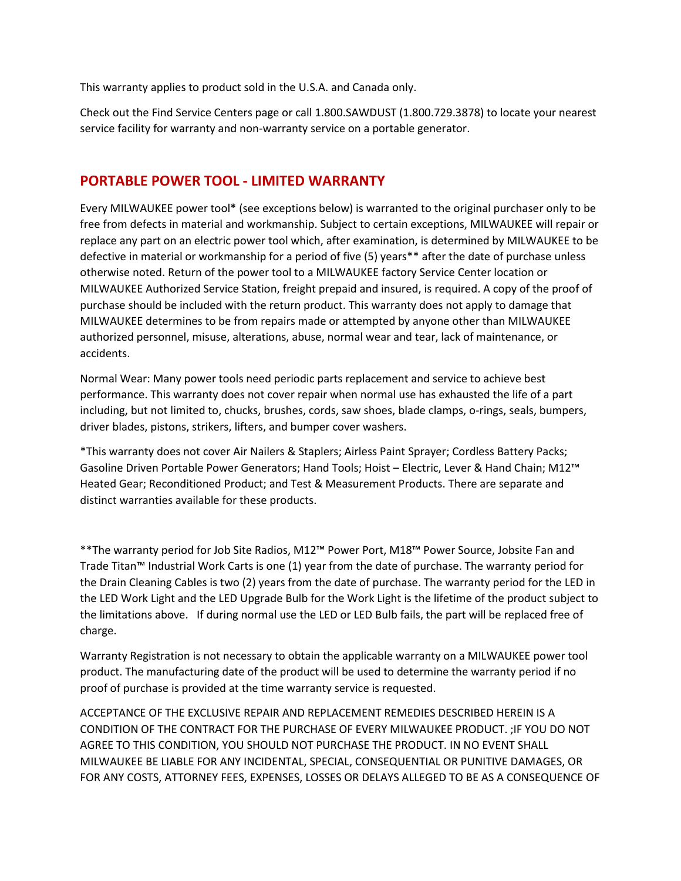This warranty applies to product sold in the U.S.A. and Canada only.

Check out the Find Service Centers page or call 1.800.SAWDUST (1.800.729.3878) to locate your nearest service facility for warranty and non-warranty service on a portable generator.

## PORTABLE POWER TOOL - LIMITED WARRANTY

Every MILWAUKEE power tool* (see exceptions below) is warranted to the original purchaser only to be free from defects in material and workmanship. Subject to certain exceptions, MILWAUKEE will repair or replace any part on an electric power tool which, after examination, is determined by MILWAUKEE to be defective in material or workmanship for a period of five (5) years** after the date of purchase unless otherwise noted. Return of the power tool to a MILWAUKEE factory Service Center location or MILWAUKEE Authorized Service Station, freight prepaid and insured, is required. A copy of the proof of purchase should be included with the return product. This warranty does not apply to damage that MILWAUKEE determines to be from repairs made or attempted by anyone other than MILWAUKEE authorized personnel, misuse, alterations, abuse, normal wear and tear, lack of maintenance, or accidents.

Normal Wear: Many power tools need periodic parts replacement and service to achieve best performance. This warranty does not cover repair when normal use has exhausted the life of a part including, but not limited to, chucks, brushes, cords, saw shoes, blade clamps, o-rings, seals, bumpers, driver blades, pistons, strikers, lifters, and bumper cover washers.

*This warranty does not cover Air Nailers & Staplers; Airless Paint Sprayer; Cordless Battery Packs; Gasoline Driven Portable Power Generators; Hand Tools; Hoist – Electric, Lever & Hand Chain; M12™ Heated Gear; Reconditioned Product; and Test & Measurement Products. There are separate and distinct warranties available for these products.

**The warranty period for Job Site Radios, M12™ Power Port, M18™ Power Source, Jobsite Fan and Trade Titan™ Industrial Work Carts is one (1) year from the date of purchase. The warranty period for the Drain Cleaning Cables is two (2) years from the date of purchase. The warranty period for the LED in the LED Work Light and the LED Upgrade Bulb for the Work Light is the lifetime of the product subject to the limitations above. If during normal use the LED or LED Bulb fails, the part will be replaced free of charge.

Warranty Registration is not necessary to obtain the applicable warranty on a MILWAUKEE power tool product. The manufacturing date of the product will be used to determine the warranty period if no proof of purchase is provided at the time warranty service is requested.

ACCEPTANCE OF THE EXCLUSIVE REPAIR AND REPLACEMENT REMEDIES DESCRIBED HEREIN IS A CONDITION OF THE CONTRACT FOR THE PURCHASE OF EVERY MILWAUKEE PRODUCT. ;IF YOU DO NOT AGREE TO THIS CONDITION, YOU SHOULD NOT PURCHASE THE PRODUCT. IN NO EVENT SHALL MILWAUKEE BE LIABLE FOR ANY INCIDENTAL, SPECIAL, CONSEQUENTIAL OR PUNITIVE DAMAGES, OR FOR ANY COSTS, ATTORNEY FEES, EXPENSES, LOSSES OR DELAYS ALLEGED TO BE AS A CONSEQUENCE OF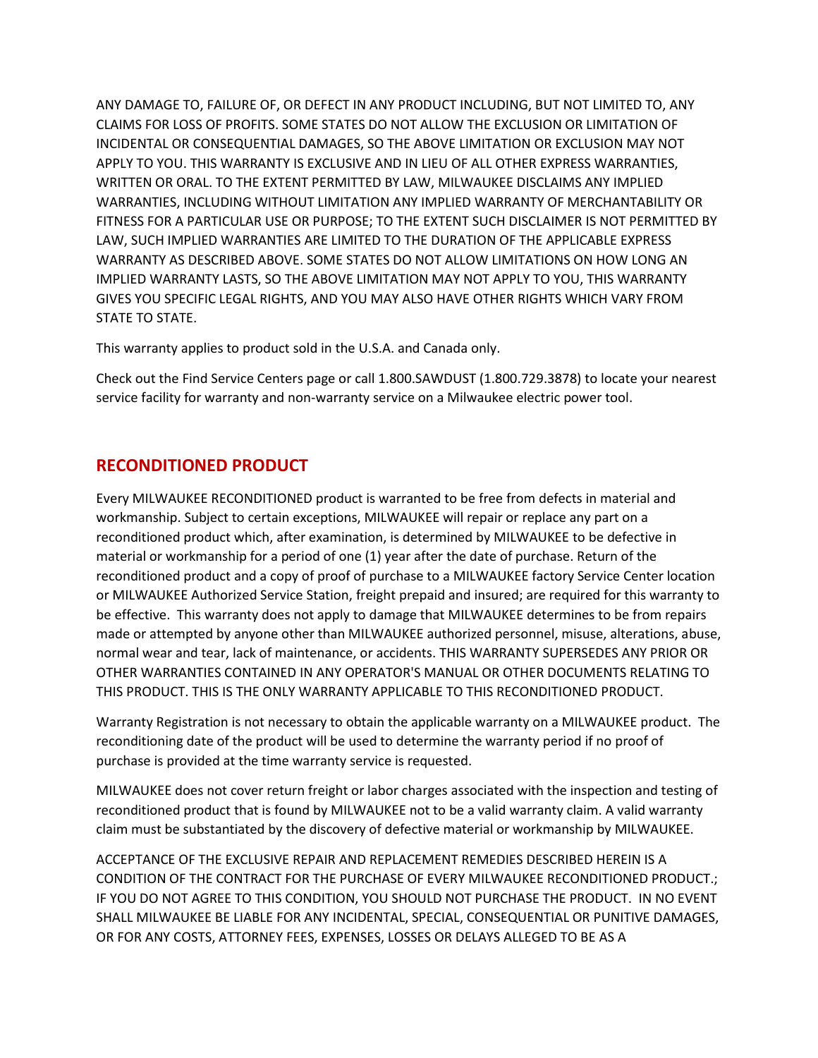ANY DAMAGE TO, FAILURE OF, OR DEFECT IN ANY PRODUCT INCLUDING, BUT NOT LIMITED TO, ANY CLAIMS FOR LOSS OF PROFITS. SOME STATES DO NOT ALLOW THE EXCLUSION OR LIMITATION OF INCIDENTAL OR CONSEQUENTIAL DAMAGES, SO THE ABOVE LIMITATION OR EXCLUSION MAY NOT APPLY TO YOU. THIS WARRANTY IS EXCLUSIVE AND IN LIEU OF ALL OTHER EXPRESS WARRANTIES, WRITTEN OR ORAL. TO THE EXTENT PERMITTED BY LAW, MILWAUKEE DISCLAIMS ANY IMPLIED WARRANTIES, INCLUDING WITHOUT LIMITATION ANY IMPLIED WARRANTY OF MERCHANTABILITY OR FITNESS FOR A PARTICULAR USE OR PURPOSE; TO THE EXTENT SUCH DISCLAIMER IS NOT PERMITTED BY LAW, SUCH IMPLIED WARRANTIES ARE LIMITED TO THE DURATION OF THE APPLICABLE EXPRESS WARRANTY AS DESCRIBED ABOVE. SOME STATES DO NOT ALLOW LIMITATIONS ON HOW LONG AN IMPLIED WARRANTY LASTS, SO THE ABOVE LIMITATION MAY NOT APPLY TO YOU, THIS WARRANTY GIVES YOU SPECIFIC LEGAL RIGHTS, AND YOU MAY ALSO HAVE OTHER RIGHTS WHICH VARY FROM STATE TO STATE.

This warranty applies to product sold in the U.S.A. and Canada only.

Check out the Find Service Centers page or call 1.800.SAWDUST (1.800.729.3878) to locate your nearest service facility for warranty and non-warranty service on a Milwaukee electric power tool.

## RECONDITIONED PRODUCT

Every MILWAUKEE RECONDITIONED product is warranted to be free from defects in material and workmanship. Subject to certain exceptions, MILWAUKEE will repair or replace any part on a reconditioned product which, after examination, is determined by MILWAUKEE to be defective in material or workmanship for a period of one (1) year after the date of purchase. Return of the reconditioned product and a copy of proof of purchase to a MILWAUKEE factory Service Center location or MILWAUKEE Authorized Service Station, freight prepaid and insured; are required for this warranty to be effective. This warranty does not apply to damage that MILWAUKEE determines to be from repairs made or attempted by anyone other than MILWAUKEE authorized personnel, misuse, alterations, abuse, normal wear and tear, lack of maintenance, or accidents. THIS WARRANTY SUPERSEDES ANY PRIOR OR OTHER WARRANTIES CONTAINED IN ANY OPERATOR'S MANUAL OR OTHER DOCUMENTS RELATING TO THIS PRODUCT. THIS IS THE ONLY WARRANTY APPLICABLE TO THIS RECONDITIONED PRODUCT.

Warranty Registration is not necessary to obtain the applicable warranty on a MILWAUKEE product. The reconditioning date of the product will be used to determine the warranty period if no proof of purchase is provided at the time warranty service is requested.

MILWAUKEE does not cover return freight or labor charges associated with the inspection and testing of reconditioned product that is found by MILWAUKEE not to be a valid warranty claim. A valid warranty claim must be substantiated by the discovery of defective material or workmanship by MILWAUKEE.

ACCEPTANCE OF THE EXCLUSIVE REPAIR AND REPLACEMENT REMEDIES DESCRIBED HEREIN IS A CONDITION OF THE CONTRACT FOR THE PURCHASE OF EVERY MILWAUKEE RECONDITIONED PRODUCT.; IF YOU DO NOT AGREE TO THIS CONDITION, YOU SHOULD NOT PURCHASE THE PRODUCT. IN NO EVENT SHALL MILWAUKEE BE LIABLE FOR ANY INCIDENTAL, SPECIAL, CONSEQUENTIAL OR PUNITIVE DAMAGES, OR FOR ANY COSTS, ATTORNEY FEES, EXPENSES, LOSSES OR DELAYS ALLEGED TO BE AS A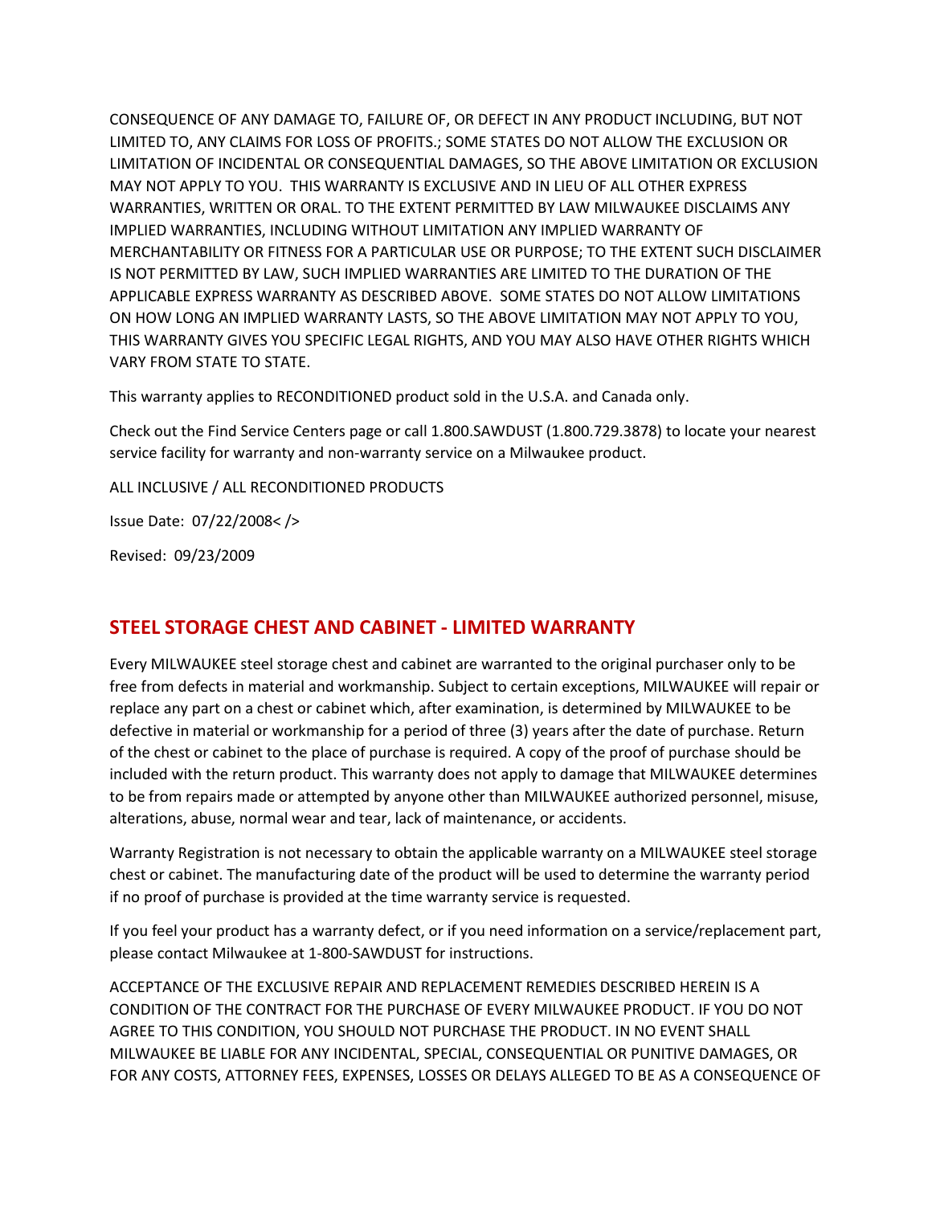CONSEQUENCE OF ANY DAMAGE TO, FAILURE OF, OR DEFECT IN ANY PRODUCT INCLUDING, BUT NOT LIMITED TO, ANY CLAIMS FOR LOSS OF PROFITS.; SOME STATES DO NOT ALLOW THE EXCLUSION OR LIMITATION OF INCIDENTAL OR CONSEQUENTIAL DAMAGES, SO THE ABOVE LIMITATION OR EXCLUSION MAY NOT APPLY TO YOU. THIS WARRANTY IS EXCLUSIVE AND IN LIEU OF ALL OTHER EXPRESS WARRANTIES, WRITTEN OR ORAL. TO THE EXTENT PERMITTED BY LAW MILWAUKEE DISCLAIMS ANY IMPLIED WARRANTIES, INCLUDING WITHOUT LIMITATION ANY IMPLIED WARRANTY OF MERCHANTABILITY OR FITNESS FOR A PARTICULAR USE OR PURPOSE; TO THE EXTENT SUCH DISCLAIMER IS NOT PERMITTED BY LAW, SUCH IMPLIED WARRANTIES ARE LIMITED TO THE DURATION OF THE APPLICABLE EXPRESS WARRANTY AS DESCRIBED ABOVE. SOME STATES DO NOT ALLOW LIMITATIONS ON HOW LONG AN IMPLIED WARRANTY LASTS, SO THE ABOVE LIMITATION MAY NOT APPLY TO YOU, THIS WARRANTY GIVES YOU SPECIFIC LEGAL RIGHTS, AND YOU MAY ALSO HAVE OTHER RIGHTS WHICH VARY FROM STATE TO STATE.

This warranty applies to RECONDITIONED product sold in the U.S.A. and Canada only.

Check out the Find Service Centers page or call 1.800.SAWDUST (1.800.729.3878) to locate your nearest service facility for warranty and non-warranty service on a Milwaukee product.

ALL INCLUSIVE / ALL RECONDITIONED PRODUCTS

Issue Date: 07/22/2008< />

Revised: 09/23/2009

## STEEL STORAGE CHEST AND CABINET - LIMITED WARRANTY

Every MILWAUKEE steel storage chest and cabinet are warranted to the original purchaser only to be free from defects in material and workmanship. Subject to certain exceptions, MILWAUKEE will repair or replace any part on a chest or cabinet which, after examination, is determined by MILWAUKEE to be defective in material or workmanship for a period of three (3) years after the date of purchase. Return of the chest or cabinet to the place of purchase is required. A copy of the proof of purchase should be included with the return product. This warranty does not apply to damage that MILWAUKEE determines to be from repairs made or attempted by anyone other than MILWAUKEE authorized personnel, misuse, alterations, abuse, normal wear and tear, lack of maintenance, or accidents.

Warranty Registration is not necessary to obtain the applicable warranty on a MILWAUKEE steel storage chest or cabinet. The manufacturing date of the product will be used to determine the warranty period if no proof of purchase is provided at the time warranty service is requested.

If you feel your product has a warranty defect, or if you need information on a service/replacement part, please contact Milwaukee at 1-800-SAWDUST for instructions.

ACCEPTANCE OF THE EXCLUSIVE REPAIR AND REPLACEMENT REMEDIES DESCRIBED HEREIN IS A CONDITION OF THE CONTRACT FOR THE PURCHASE OF EVERY MILWAUKEE PRODUCT. IF YOU DO NOT AGREE TO THIS CONDITION, YOU SHOULD NOT PURCHASE THE PRODUCT. IN NO EVENT SHALL MILWAUKEE BE LIABLE FOR ANY INCIDENTAL, SPECIAL, CONSEQUENTIAL OR PUNITIVE DAMAGES, OR FOR ANY COSTS, ATTORNEY FEES, EXPENSES, LOSSES OR DELAYS ALLEGED TO BE AS A CONSEQUENCE OF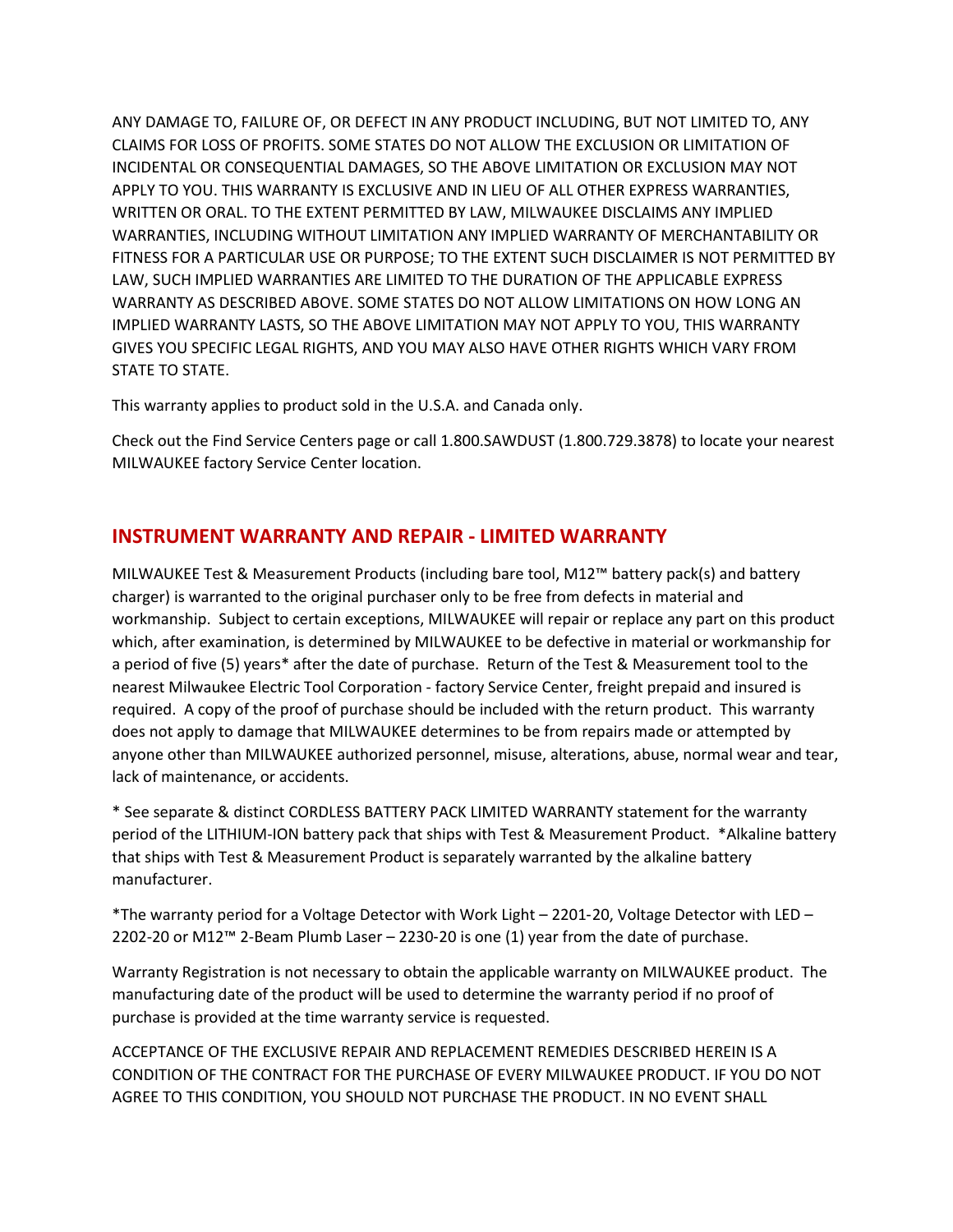ANY DAMAGE TO, FAILURE OF, OR DEFECT IN ANY PRODUCT INCLUDING, BUT NOT LIMITED TO, ANY CLAIMS FOR LOSS OF PROFITS. SOME STATES DO NOT ALLOW THE EXCLUSION OR LIMITATION OF INCIDENTAL OR CONSEQUENTIAL DAMAGES, SO THE ABOVE LIMITATION OR EXCLUSION MAY NOT APPLY TO YOU. THIS WARRANTY IS EXCLUSIVE AND IN LIEU OF ALL OTHER EXPRESS WARRANTIES, WRITTEN OR ORAL. TO THE EXTENT PERMITTED BY LAW, MILWAUKEE DISCLAIMS ANY IMPLIED WARRANTIES, INCLUDING WITHOUT LIMITATION ANY IMPLIED WARRANTY OF MERCHANTABILITY OR FITNESS FOR A PARTICULAR USE OR PURPOSE; TO THE EXTENT SUCH DISCLAIMER IS NOT PERMITTED BY LAW, SUCH IMPLIED WARRANTIES ARE LIMITED TO THE DURATION OF THE APPLICABLE EXPRESS WARRANTY AS DESCRIBED ABOVE. SOME STATES DO NOT ALLOW LIMITATIONS ON HOW LONG AN IMPLIED WARRANTY LASTS, SO THE ABOVE LIMITATION MAY NOT APPLY TO YOU, THIS WARRANTY GIVES YOU SPECIFIC LEGAL RIGHTS, AND YOU MAY ALSO HAVE OTHER RIGHTS WHICH VARY FROM STATE TO STATE.

This warranty applies to product sold in the U.S.A. and Canada only.

Check out the Find Service Centers page or call 1.800.SAWDUST (1.800.729.3878) to locate your nearest MILWAUKEE factory Service Center location.

## INSTRUMENT WARRANTY AND REPAIR - LIMITED WARRANTY

MILWAUKEE Test & Measurement Products (including bare tool, M12™ battery pack(s) and battery charger) is warranted to the original purchaser only to be free from defects in material and workmanship. Subject to certain exceptions, MILWAUKEE will repair or replace any part on this product which, after examination, is determined by MILWAUKEE to be defective in material or workmanship for a period of five (5) years* after the date of purchase. Return of the Test & Measurement tool to the nearest Milwaukee Electric Tool Corporation - factory Service Center, freight prepaid and insured is required. A copy of the proof of purchase should be included with the return product. This warranty does not apply to damage that MILWAUKEE determines to be from repairs made or attempted by anyone other than MILWAUKEE authorized personnel, misuse, alterations, abuse, normal wear and tear, lack of maintenance, or accidents.

* See separate & distinct CORDLESS BATTERY PACK LIMITED WARRANTY statement for the warranty period of the LITHIUM-ION battery pack that ships with Test & Measurement Product. *Alkaline battery that ships with Test & Measurement Product is separately warranted by the alkaline battery manufacturer.

*The warranty period for a Voltage Detector with Work Light – 2201-20, Voltage Detector with LED – 2202-20 or M12™ 2-Beam Plumb Laser – 2230-20 is one (1) year from the date of purchase.

Warranty Registration is not necessary to obtain the applicable warranty on MILWAUKEE product. The manufacturing date of the product will be used to determine the warranty period if no proof of purchase is provided at the time warranty service is requested.

ACCEPTANCE OF THE EXCLUSIVE REPAIR AND REPLACEMENT REMEDIES DESCRIBED HEREIN IS A CONDITION OF THE CONTRACT FOR THE PURCHASE OF EVERY MILWAUKEE PRODUCT. IF YOU DO NOT AGREE TO THIS CONDITION, YOU SHOULD NOT PURCHASE THE PRODUCT. IN NO EVENT SHALL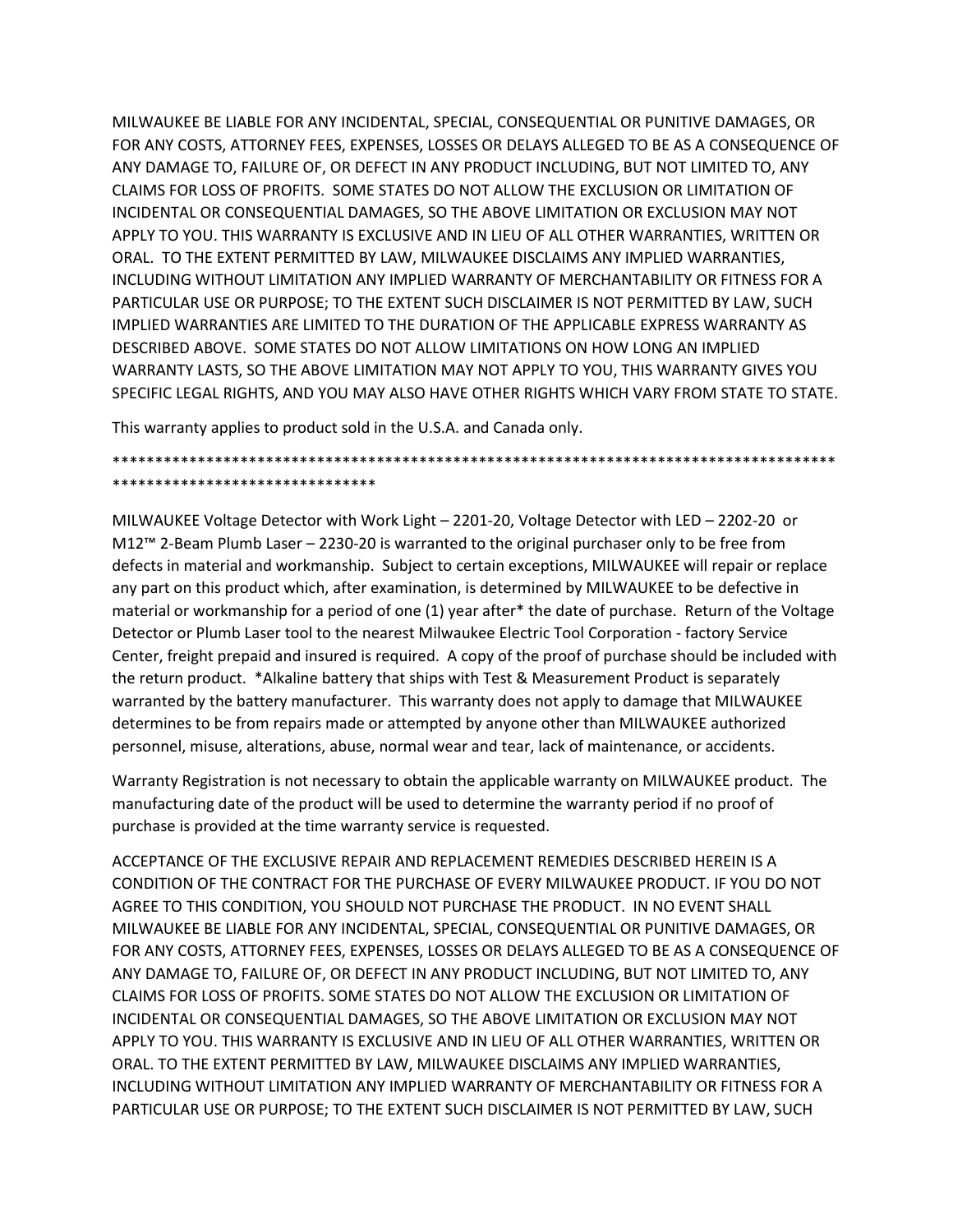MILWAUKEE BE LIABLE FOR ANY INCIDENTAL, SPECIAL, CONSEQUENTIAL OR PUNITIVE DAMAGES, OR FOR ANY COSTS, ATTORNEY FEES, EXPENSES, LOSSES OR DELAYS ALLEGED TO BE AS A CONSEQUENCE OF ANY DAMAGE TO, FAILURE OF, OR DEFECT IN ANY PRODUCT INCLUDING, BUT NOT LIMITED TO, ANY CLAIMS FOR LOSS OF PROFITS. SOME STATES DO NOT ALLOW THE EXCLUSION OR LIMITATION OF INCIDENTAL OR CONSEQUENTIAL DAMAGES, SO THE ABOVE LIMITATION OR EXCLUSION MAY NOT APPLY TO YOU. THIS WARRANTY IS EXCLUSIVE AND IN LIEU OF ALL OTHER WARRANTIES, WRITTEN OR ORAL. TO THE EXTENT PERMITTED BY LAW, MILWAUKEE DISCLAIMS ANY IMPLIED WARRANTIES, INCLUDING WITHOUT LIMITATION ANY IMPLIED WARRANTY OF MERCHANTABILITY OR FITNESS FOR A PARTICULAR USE OR PURPOSE; TO THE EXTENT SUCH DISCLAIMER IS NOT PERMITTED BY LAW, SUCH IMPLIED WARRANTIES ARE LIMITED TO THE DURATION OF THE APPLICABLE EXPRESS WARRANTY AS DESCRIBED ABOVE. SOME STATES DO NOT ALLOW LIMITATIONS ON HOW LONG AN IMPLIED WARRANTY LASTS, SO THE ABOVE LIMITATION MAY NOT APPLY TO YOU, THIS WARRANTY GIVES YOU SPECIFIC LEGAL RIGHTS, AND YOU MAY ALSO HAVE OTHER RIGHTS WHICH VARY FROM STATE TO STATE.

This warranty applies to product sold in the U.S.A. and Canada only.

*************************************************************************************************************************

MILWAUKEE Voltage Detector with Work Light – 2201-20, Voltage Detector with LED – 2202-20 or M12™ 2-Beam Plumb Laser – 2230-20 is warranted to the original purchaser only to be free from defects in material and workmanship. Subject to certain exceptions, MILWAUKEE will repair or replace any part on this product which, after examination, is determined by MILWAUKEE to be defective in material or workmanship for a period of one (1) year after* the date of purchase. Return of the Voltage Detector or Plumb Laser tool to the nearest Milwaukee Electric Tool Corporation - factory Service Center, freight prepaid and insured is required. A copy of the proof of purchase should be included with the return product. *Alkaline battery that ships with Test & Measurement Product is separately warranted by the battery manufacturer. This warranty does not apply to damage that MILWAUKEE determines to be from repairs made or attempted by anyone other than MILWAUKEE authorized personnel, misuse, alterations, abuse, normal wear and tear, lack of maintenance, or accidents.

Warranty Registration is not necessary to obtain the applicable warranty on MILWAUKEE product. The manufacturing date of the product will be used to determine the warranty period if no proof of purchase is provided at the time warranty service is requested.

ACCEPTANCE OF THE EXCLUSIVE REPAIR AND REPLACEMENT REMEDIES DESCRIBED HEREIN IS A CONDITION OF THE CONTRACT FOR THE PURCHASE OF EVERY MILWAUKEE PRODUCT. IF YOU DO NOT AGREE TO THIS CONDITION, YOU SHOULD NOT PURCHASE THE PRODUCT. IN NO EVENT SHALL MILWAUKEE BE LIABLE FOR ANY INCIDENTAL, SPECIAL, CONSEQUENTIAL OR PUNITIVE DAMAGES, OR FOR ANY COSTS, ATTORNEY FEES, EXPENSES, LOSSES OR DELAYS ALLEGED TO BE AS A CONSEQUENCE OF ANY DAMAGE TO, FAILURE OF, OR DEFECT IN ANY PRODUCT INCLUDING, BUT NOT LIMITED TO, ANY CLAIMS FOR LOSS OF PROFITS. SOME STATES DO NOT ALLOW THE EXCLUSION OR LIMITATION OF INCIDENTAL OR CONSEQUENTIAL DAMAGES, SO THE ABOVE LIMITATION OR EXCLUSION MAY NOT APPLY TO YOU. THIS WARRANTY IS EXCLUSIVE AND IN LIEU OF ALL OTHER WARRANTIES, WRITTEN OR ORAL. TO THE EXTENT PERMITTED BY LAW, MILWAUKEE DISCLAIMS ANY IMPLIED WARRANTIES, INCLUDING WITHOUT LIMITATION ANY IMPLIED WARRANTY OF MERCHANTABILITY OR FITNESS FOR A PARTICULAR USE OR PURPOSE; TO THE EXTENT SUCH DISCLAIMER IS NOT PERMITTED BY LAW, SUCH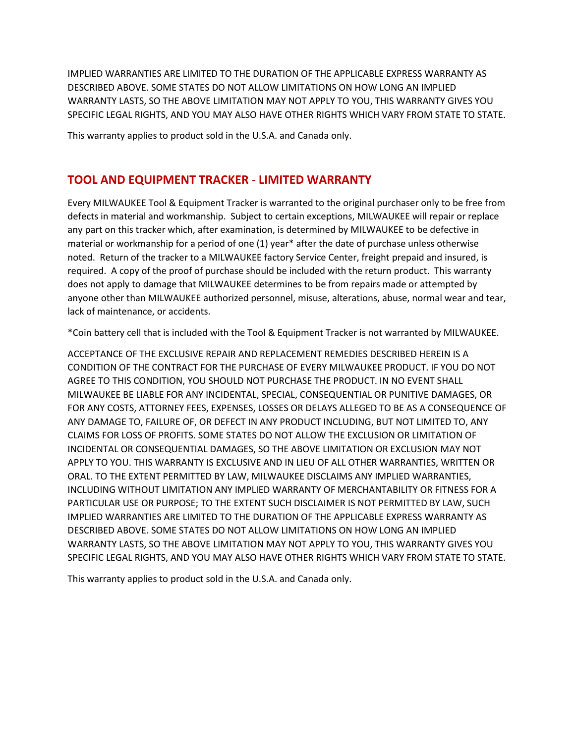IMPLIED WARRANTIES ARE LIMITED TO THE DURATION OF THE APPLICABLE EXPRESS WARRANTY AS DESCRIBED ABOVE. SOME STATES DO NOT ALLOW LIMITATIONS ON HOW LONG AN IMPLIED WARRANTY LASTS, SO THE ABOVE LIMITATION MAY NOT APPLY TO YOU, THIS WARRANTY GIVES YOU SPECIFIC LEGAL RIGHTS, AND YOU MAY ALSO HAVE OTHER RIGHTS WHICH VARY FROM STATE TO STATE.

This warranty applies to product sold in the U.S.A. and Canada only.

## TOOL AND EQUIPMENT TRACKER - LIMITED WARRANTY

Every MILWAUKEE Tool & Equipment Tracker is warranted to the original purchaser only to be free from defects in material and workmanship. Subject to certain exceptions, MILWAUKEE will repair or replace any part on this tracker which, after examination, is determined by MILWAUKEE to be defective in material or workmanship for a period of one (1) year* after the date of purchase unless otherwise noted. Return of the tracker to a MILWAUKEE factory Service Center, freight prepaid and insured, is required. A copy of the proof of purchase should be included with the return product. This warranty does not apply to damage that MILWAUKEE determines to be from repairs made or attempted by anyone other than MILWAUKEE authorized personnel, misuse, alterations, abuse, normal wear and tear, lack of maintenance, or accidents.

*Coin battery cell that is included with the Tool & Equipment Tracker is not warranted by MILWAUKEE.

ACCEPTANCE OF THE EXCLUSIVE REPAIR AND REPLACEMENT REMEDIES DESCRIBED HEREIN IS A CONDITION OF THE CONTRACT FOR THE PURCHASE OF EVERY MILWAUKEE PRODUCT. IF YOU DO NOT AGREE TO THIS CONDITION, YOU SHOULD NOT PURCHASE THE PRODUCT. IN NO EVENT SHALL MILWAUKEE BE LIABLE FOR ANY INCIDENTAL, SPECIAL, CONSEQUENTIAL OR PUNITIVE DAMAGES, OR FOR ANY COSTS, ATTORNEY FEES, EXPENSES, LOSSES OR DELAYS ALLEGED TO BE AS A CONSEQUENCE OF ANY DAMAGE TO, FAILURE OF, OR DEFECT IN ANY PRODUCT INCLUDING, BUT NOT LIMITED TO, ANY CLAIMS FOR LOSS OF PROFITS. SOME STATES DO NOT ALLOW THE EXCLUSION OR LIMITATION OF INCIDENTAL OR CONSEQUENTIAL DAMAGES, SO THE ABOVE LIMITATION OR EXCLUSION MAY NOT APPLY TO YOU. THIS WARRANTY IS EXCLUSIVE AND IN LIEU OF ALL OTHER WARRANTIES, WRITTEN OR ORAL. TO THE EXTENT PERMITTED BY LAW, MILWAUKEE DISCLAIMS ANY IMPLIED WARRANTIES, INCLUDING WITHOUT LIMITATION ANY IMPLIED WARRANTY OF MERCHANTABILITY OR FITNESS FOR A PARTICULAR USE OR PURPOSE; TO THE EXTENT SUCH DISCLAIMER IS NOT PERMITTED BY LAW, SUCH IMPLIED WARRANTIES ARE LIMITED TO THE DURATION OF THE APPLICABLE EXPRESS WARRANTY AS DESCRIBED ABOVE. SOME STATES DO NOT ALLOW LIMITATIONS ON HOW LONG AN IMPLIED WARRANTY LASTS, SO THE ABOVE LIMITATION MAY NOT APPLY TO YOU, THIS WARRANTY GIVES YOU SPECIFIC LEGAL RIGHTS, AND YOU MAY ALSO HAVE OTHER RIGHTS WHICH VARY FROM STATE TO STATE.

This warranty applies to product sold in the U.S.A. and Canada only.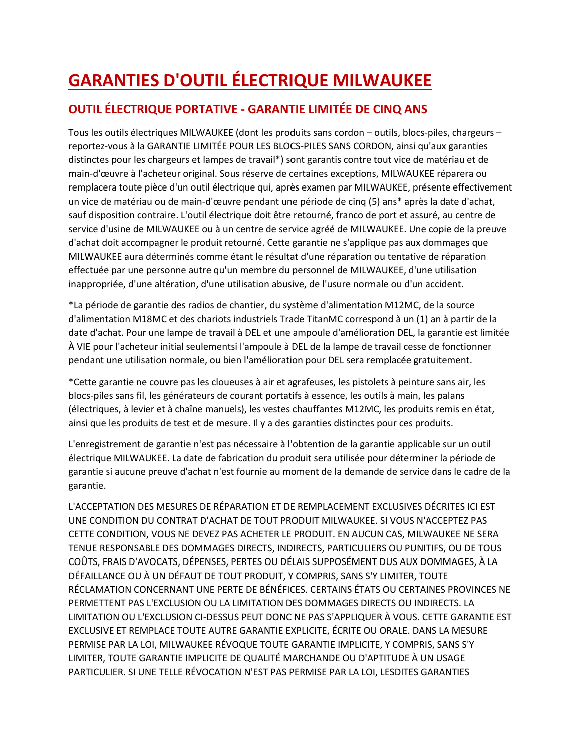# GARANTIES D'OUTIL ÉLECTRIQUE MILWAUKEE

## OUTIL ÉLECTRIQUE PORTATIVE - GARANTIE LIMITÉE DE CINQ ANS

Tous les outils électriques MILWAUKEE (dont les produits sans cordon – outils, blocs-piles, chargeurs – reportez-vous à la GARANTIE LIMITÉE POUR LES BLOCS-PILES SANS CORDON, ainsi qu'aux garanties distinctes pour les chargeurs et lampes de travail*) sont garantis contre tout vice de matériau et de main-d'œuvre à l'acheteur original. Sous réserve de certaines exceptions, MILWAUKEE réparera ou remplacera toute pièce d'un outil électrique qui, après examen par MILWAUKEE, présente effectivement un vice de matériau ou de main-d'œuvre pendant une période de cinq (5) ans* après la date d'achat, sauf disposition contraire. L'outil électrique doit être retourné, franco de port et assuré, au centre de service d'usine de MILWAUKEE ou à un centre de service agréé de MILWAUKEE. Une copie de la preuve d'achat doit accompagner le produit retourné. Cette garantie ne s'applique pas aux dommages que MILWAUKEE aura déterminés comme étant le résultat d'une réparation ou tentative de réparation effectuée par une personne autre qu'un membre du personnel de MILWAUKEE, d'une utilisation inappropriée, d'une altération, d'une utilisation abusive, de l'usure normale ou d'un accident.

*La période de garantie des radios de chantier, du système d'alimentation M12MC, de la source d'alimentation M18MC et des chariots industriels Trade TitanMC correspond à un (1) an à partir de la date d'achat. Pour une lampe de travail à DEL et une ampoule d'amélioration DEL, la garantie est limitée À VIE pour l'acheteur initial seulementsi l'ampoule à DEL de la lampe de travail cesse de fonctionner pendant une utilisation normale, ou bien l'amélioration pour DEL sera remplacée gratuitement.

*Cette garantie ne couvre pas les cloueuses à air et agrafeuses, les pistolets à peinture sans air, les blocs-piles sans fil, les générateurs de courant portatifs à essence, les outils à main, les palans (électriques, à levier et à chaîne manuels), les vestes chauffantes M12MC, les produits remis en état, ainsi que les produits de test et de mesure. Il y a des garanties distinctes pour ces produits.

L'enregistrement de garantie n'est pas nécessaire à l'obtention de la garantie applicable sur un outil électrique MILWAUKEE. La date de fabrication du produit sera utilisée pour déterminer la période de garantie si aucune preuve d'achat n'est fournie au moment de la demande de service dans le cadre de la garantie.

L'ACCEPTATION DES MESURES DE RÉPARATION ET DE REMPLACEMENT EXCLUSIVES DÉCRITES ICI EST UNE CONDITION DU CONTRAT D'ACHAT DE TOUT PRODUIT MILWAUKEE. SI VOUS N'ACCEPTEZ PAS CETTE CONDITION, VOUS NE DEVEZ PAS ACHETER LE PRODUIT. EN AUCUN CAS, MILWAUKEE NE SERA TENUE RESPONSABLE DES DOMMAGES DIRECTS, INDIRECTS, PARTICULIERS OU PUNITIFS, OU DE TOUS COÛTS, FRAIS D'AVOCATS, DÉPENSES, PERTES OU DÉLAIS SUPPOSÉMENT DUS AUX DOMMAGES, À LA DÉFAILLANCE OU À UN DÉFAUT DE TOUT PRODUIT, Y COMPRIS, SANS S'Y LIMITER, TOUTE RÉCLAMATION CONCERNANT UNE PERTE DE BÉNÉFICES. CERTAINS ÉTATS OU CERTAINES PROVINCES NE PERMETTENT PAS L'EXCLUSION OU LA LIMITATION DES DOMMAGES DIRECTS OU INDIRECTS. LA LIMITATION OU L'EXCLUSION CI-DESSUS PEUT DONC NE PAS S'APPLIQUER À VOUS. CETTE GARANTIE EST EXCLUSIVE ET REMPLACE TOUTE AUTRE GARANTIE EXPLICITE, ÉCRITE OU ORALE. DANS LA MESURE PERMISE PAR LA LOI, MILWAUKEE RÉVOQUE TOUTE GARANTIE IMPLICITE, Y COMPRIS, SANS S'Y LIMITER, TOUTE GARANTIE IMPLICITE DE QUALITÉ MARCHANDE OU D'APTITUDE À UN USAGE PARTICULIER. SI UNE TELLE RÉVOCATION N'EST PAS PERMISE PAR LA LOI, LESDITES GARANTIES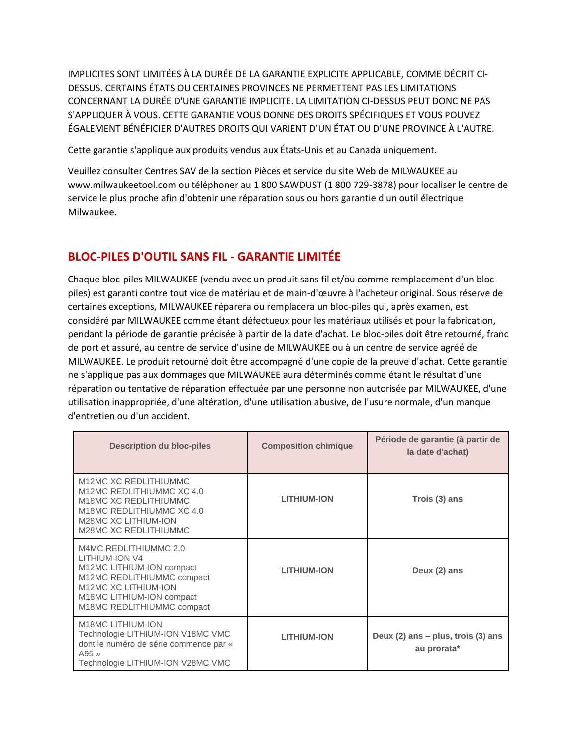IMPLICITES SONT LIMITÉES À LA DURÉE DE LA GARANTIE EXPLICITE APPLICABLE, COMME DÉCRIT CI-DESSUS. CERTAINS ÉTATS OU CERTAINES PROVINCES NE PERMETTENT PAS LES LIMITATIONS CONCERNANT LA DURÉE D'UNE GARANTIE IMPLICITE. LA LIMITATION CI-DESSUS PEUT DONC NE PAS S'APPLIQUER À VOUS. CETTE GARANTIE VOUS DONNE DES DROITS SPÉCIFIQUES ET VOUS POUVEZ ÉGALEMENT BÉNÉFICIER D'AUTRES DROITS QUI VARIENT D'UN ÉTAT OU D'UNE PROVINCE À L'AUTRE.

Cette garantie s'applique aux produits vendus aux États-Unis et au Canada uniquement.

Veuillez consulter Centres SAV de la section Pièces et service du site Web de MILWAUKEE au www.milwaukeetool.com ou téléphoner au 1 800 SAWDUST (1 800 729-3878) pour localiser le centre de service le plus proche afin d'obtenir une réparation sous ou hors garantie d'un outil électrique Milwaukee.

## BLOC-PILES D'OUTIL SANS FIL - GARANTIE LIMITÉE

Chaque bloc-piles MILWAUKEE (vendu avec un produit sans fil et/ou comme remplacement d'un bloc-piles) est garanti contre tout vice de matériau et de main-d'œuvre à l'acheteur original. Sous réserve de certaines exceptions, MILWAUKEE réparera ou remplacera un bloc-piles qui, après examen, est considéré par MILWAUKEE comme étant défectueux pour les matériaux utilisés et pour la fabrication, pendant la période de garantie précisée à partir de la date d'achat. Le bloc-piles doit être retourné, franc de port et assuré, au centre de service d'usine de MILWAUKEE ou à un centre de service agréé de MILWAUKEE. Le produit retourné doit être accompagné d'une copie de la preuve d'achat. Cette garantie ne s'applique pas aux dommages que MILWAUKEE aura déterminés comme étant le résultat d'une réparation ou tentative de réparation effectuée par une personne non autorisée par MILWAUKEE, d'une utilisation inappropriée, d'une altération, d'une utilisation abusive, de l'usure normale, d'un manque d'entretien ou d'un accident.

| Description du bloc-piles | Composition chimique | Période de garantie (à partir de la date d'achat) |
| --- | --- | --- |
| M12MC XC REDLITHIUMMC<br>M12MC REDLITHIUMMC XC 4.0<br>M18MC XC REDLITHIUMMC<br>M18MC REDLITHIUMMC XC 4.0<br>M28MC XC LITHIUM-ION<br>M28MC XC REDLITHIUMMC | LITHIUM-ION | Trois (3) ans |
| M4MC REDLITHIUMMC 2.0<br>LITHIUM-ION V4<br>M12MC LITHIUM-ION compact<br>M12MC REDLITHIUMMC compact<br>M12MC XC LITHIUM-ION<br>M18MC LITHIUM-ION compact<br>M18MC REDLITHIUMMC compact | LITHIUM-ION | Deux (2) ans |
| M18MC LITHIUM-ION<br>Technologie LITHIUM-ION V18MC VMC dont le numéro de série commence par « A95 »<br>Technologie LITHIUM-ION V28MC VMC | LITHIUM-ION | Deux (2) ans – plus, trois (3) ans au prorata* |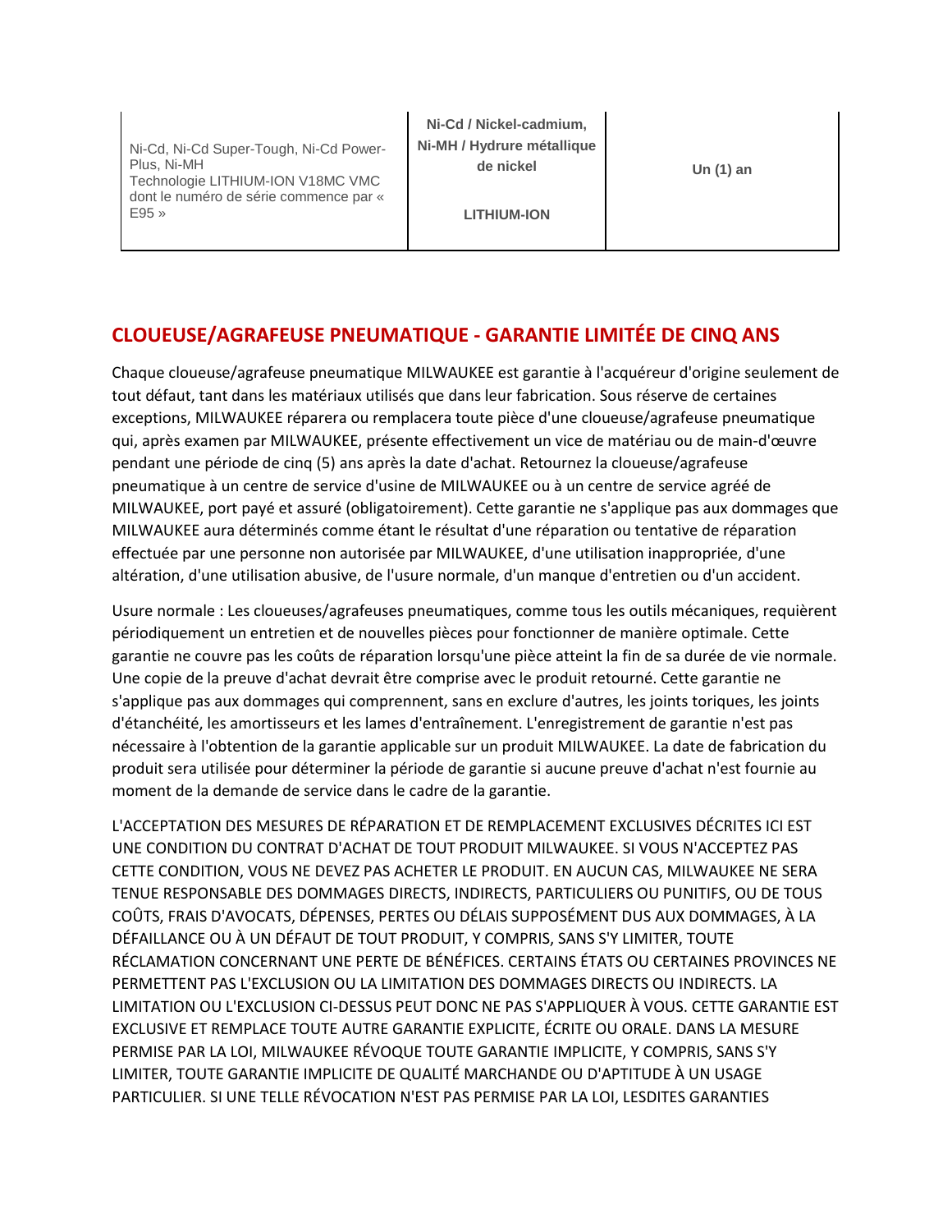| | | |
|---|---|---|
| Ni-Cd, Ni-Cd Super-Tough, Ni-Cd Power-Plus, Ni-MH<br>Technologie LITHIUM-ION V18MC VMC dont le numéro de série commence par « E95 » | **Ni-Cd / Nickel-cadmium, Ni-MH / Hydrure métallique de nickel**<br><br>**LITHIUM-ION** | **Un (1) an** |

## CLOUEUSE/AGRAFEUSE PNEUMATIQUE - GARANTIE LIMITÉE DE CINQ ANS

Chaque cloueuse/agrafeuse pneumatique MILWAUKEE est garantie à l'acquéreur d'origine seulement de tout défaut, tant dans les matériaux utilisés que dans leur fabrication. Sous réserve de certaines exceptions, MILWAUKEE réparera ou remplacera toute pièce d'une cloueuse/agrafeuse pneumatique qui, après examen par MILWAUKEE, présente effectivement un vice de matériau ou de main-d'œuvre pendant une période de cinq (5) ans après la date d'achat. Retournez la cloueuse/agrafeuse pneumatique à un centre de service d'usine de MILWAUKEE ou à un centre de service agréé de MILWAUKEE, port payé et assuré (obligatoirement). Cette garantie ne s'applique pas aux dommages que MILWAUKEE aura déterminés comme étant le résultat d'une réparation ou tentative de réparation effectuée par une personne non autorisée par MILWAUKEE, d'une utilisation inappropriée, d'une altération, d'une utilisation abusive, de l'usure normale, d'un manque d'entretien ou d'un accident.

Usure normale : Les cloueuses/agrafeuses pneumatiques, comme tous les outils mécaniques, requièrent périodiquement un entretien et de nouvelles pièces pour fonctionner de manière optimale. Cette garantie ne couvre pas les coûts de réparation lorsqu'une pièce atteint la fin de sa durée de vie normale. Une copie de la preuve d'achat devrait être comprise avec le produit retourné. Cette garantie ne s'applique pas aux dommages qui comprennent, sans en exclure d'autres, les joints toriques, les joints d'étanchéité, les amortisseurs et les lames d'entraînement. L'enregistrement de garantie n'est pas nécessaire à l'obtention de la garantie applicable sur un produit MILWAUKEE. La date de fabrication du produit sera utilisée pour déterminer la période de garantie si aucune preuve d'achat n'est fournie au moment de la demande de service dans le cadre de la garantie.

L'ACCEPTATION DES MESURES DE RÉPARATION ET DE REMPLACEMENT EXCLUSIVES DÉCRITES ICI EST UNE CONDITION DU CONTRAT D'ACHAT DE TOUT PRODUIT MILWAUKEE. SI VOUS N'ACCEPTEZ PAS CETTE CONDITION, VOUS NE DEVEZ PAS ACHETER LE PRODUIT. EN AUCUN CAS, MILWAUKEE NE SERA TENUE RESPONSABLE DES DOMMAGES DIRECTS, INDIRECTS, PARTICULIERS OU PUNITIFS, OU DE TOUS COÛTS, FRAIS D'AVOCATS, DÉPENSES, PERTES OU DÉLAIS SUPPOSÉMENT DUS AUX DOMMAGES, À LA DÉFAILLANCE OU À UN DÉFAUT DE TOUT PRODUIT, Y COMPRIS, SANS S'Y LIMITER, TOUTE RÉCLAMATION CONCERNANT UNE PERTE DE BÉNÉFICES. CERTAINS ÉTATS OU CERTAINES PROVINCES NE PERMETTENT PAS L'EXCLUSION OU LA LIMITATION DES DOMMAGES DIRECTS OU INDIRECTS. LA LIMITATION OU L'EXCLUSION CI-DESSUS PEUT DONC NE PAS S'APPLIQUER À VOUS. CETTE GARANTIE EST EXCLUSIVE ET REMPLACE TOUTE AUTRE GARANTIE EXPLICITE, ÉCRITE OU ORALE. DANS LA MESURE PERMISE PAR LA LOI, MILWAUKEE RÉVOQUE TOUTE GARANTIE IMPLICITE, Y COMPRIS, SANS S'Y LIMITER, TOUTE GARANTIE IMPLICITE DE QUALITÉ MARCHANDE OU D'APTITUDE À UN USAGE PARTICULIER. SI UNE TELLE RÉVOCATION N'EST PAS PERMISE PAR LA LOI, LESDITES GARANTIES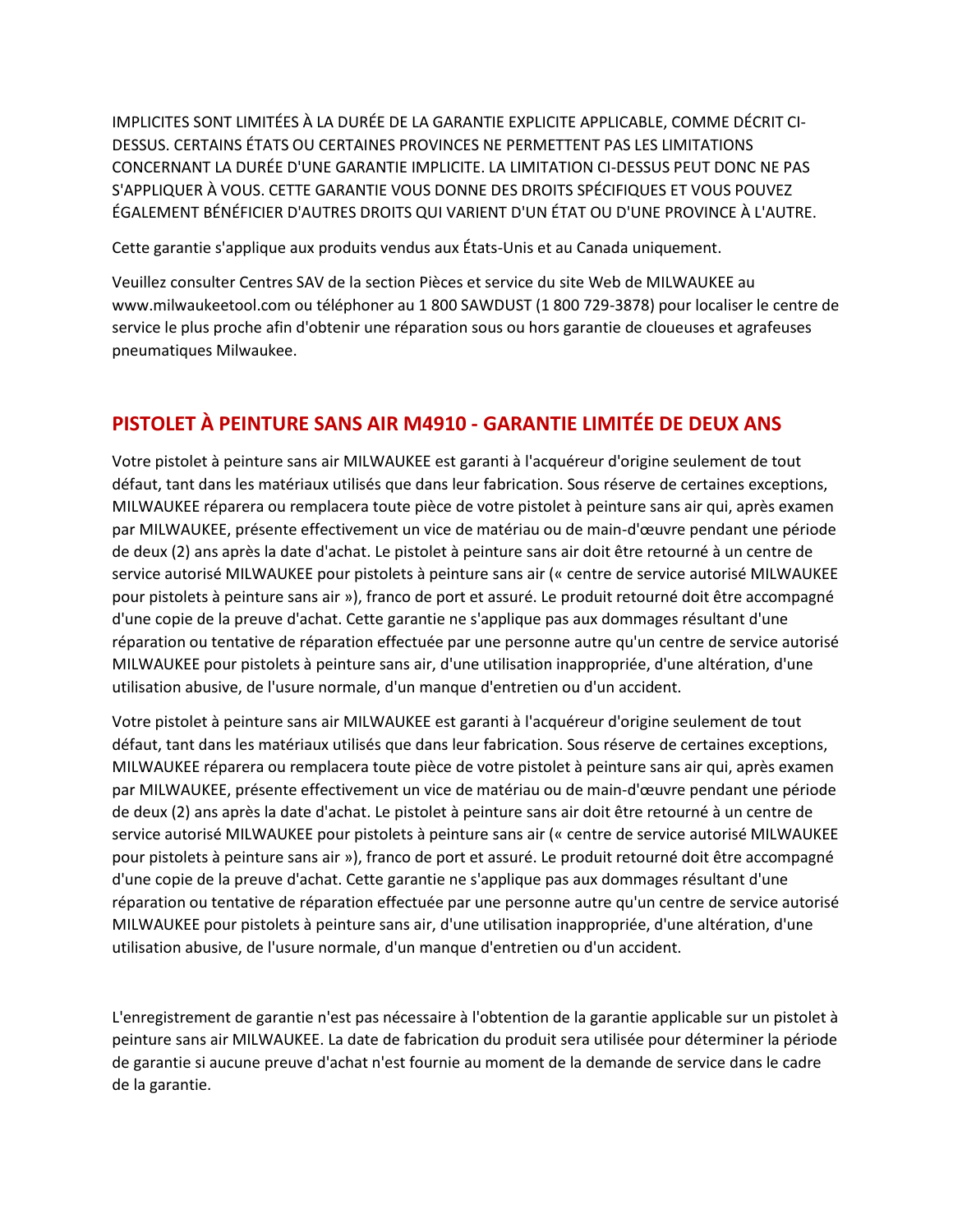IMPLICITES SONT LIMITÉES À LA DURÉE DE LA GARANTIE EXPLICITE APPLICABLE, COMME DÉCRIT CI-DESSUS. CERTAINS ÉTATS OU CERTAINES PROVINCES NE PERMETTENT PAS LES LIMITATIONS CONCERNANT LA DURÉE D'UNE GARANTIE IMPLICITE. LA LIMITATION CI-DESSUS PEUT DONC NE PAS S'APPLIQUER À VOUS. CETTE GARANTIE VOUS DONNE DES DROITS SPÉCIFIQUES ET VOUS POUVEZ ÉGALEMENT BÉNÉFICIER D'AUTRES DROITS QUI VARIENT D'UN ÉTAT OU D'UNE PROVINCE À L'AUTRE.

Cette garantie s'applique aux produits vendus aux États-Unis et au Canada uniquement.

Veuillez consulter Centres SAV de la section Pièces et service du site Web de MILWAUKEE au www.milwaukeetool.com ou téléphoner au 1 800 SAWDUST (1 800 729-3878) pour localiser le centre de service le plus proche afin d'obtenir une réparation sous ou hors garantie de cloueuses et agrafeuses pneumatiques Milwaukee.

## PISTOLET À PEINTURE SANS AIR M4910 - GARANTIE LIMITÉE DE DEUX ANS

Votre pistolet à peinture sans air MILWAUKEE est garanti à l'acquéreur d'origine seulement de tout défaut, tant dans les matériaux utilisés que dans leur fabrication. Sous réserve de certaines exceptions, MILWAUKEE réparera ou remplacera toute pièce de votre pistolet à peinture sans air qui, après examen par MILWAUKEE, présente effectivement un vice de matériau ou de main-d'œuvre pendant une période de deux (2) ans après la date d'achat. Le pistolet à peinture sans air doit être retourné à un centre de service autorisé MILWAUKEE pour pistolets à peinture sans air (« centre de service autorisé MILWAUKEE pour pistolets à peinture sans air »), franco de port et assuré. Le produit retourné doit être accompagné d'une copie de la preuve d'achat. Cette garantie ne s'applique pas aux dommages résultant d'une réparation ou tentative de réparation effectuée par une personne autre qu'un centre de service autorisé MILWAUKEE pour pistolets à peinture sans air, d'une utilisation inappropriée, d'une altération, d'une utilisation abusive, de l'usure normale, d'un manque d'entretien ou d'un accident.

Votre pistolet à peinture sans air MILWAUKEE est garanti à l'acquéreur d'origine seulement de tout défaut, tant dans les matériaux utilisés que dans leur fabrication. Sous réserve de certaines exceptions, MILWAUKEE réparera ou remplacera toute pièce de votre pistolet à peinture sans air qui, après examen par MILWAUKEE, présente effectivement un vice de matériau ou de main-d'œuvre pendant une période de deux (2) ans après la date d'achat. Le pistolet à peinture sans air doit être retourné à un centre de service autorisé MILWAUKEE pour pistolets à peinture sans air (« centre de service autorisé MILWAUKEE pour pistolets à peinture sans air »), franco de port et assuré. Le produit retourné doit être accompagné d'une copie de la preuve d'achat. Cette garantie ne s'applique pas aux dommages résultant d'une réparation ou tentative de réparation effectuée par une personne autre qu'un centre de service autorisé MILWAUKEE pour pistolets à peinture sans air, d'une utilisation inappropriée, d'une altération, d'une utilisation abusive, de l'usure normale, d'un manque d'entretien ou d'un accident.

L'enregistrement de garantie n'est pas nécessaire à l'obtention de la garantie applicable sur un pistolet à peinture sans air MILWAUKEE. La date de fabrication du produit sera utilisée pour déterminer la période de garantie si aucune preuve d'achat n'est fournie au moment de la demande de service dans le cadre de la garantie.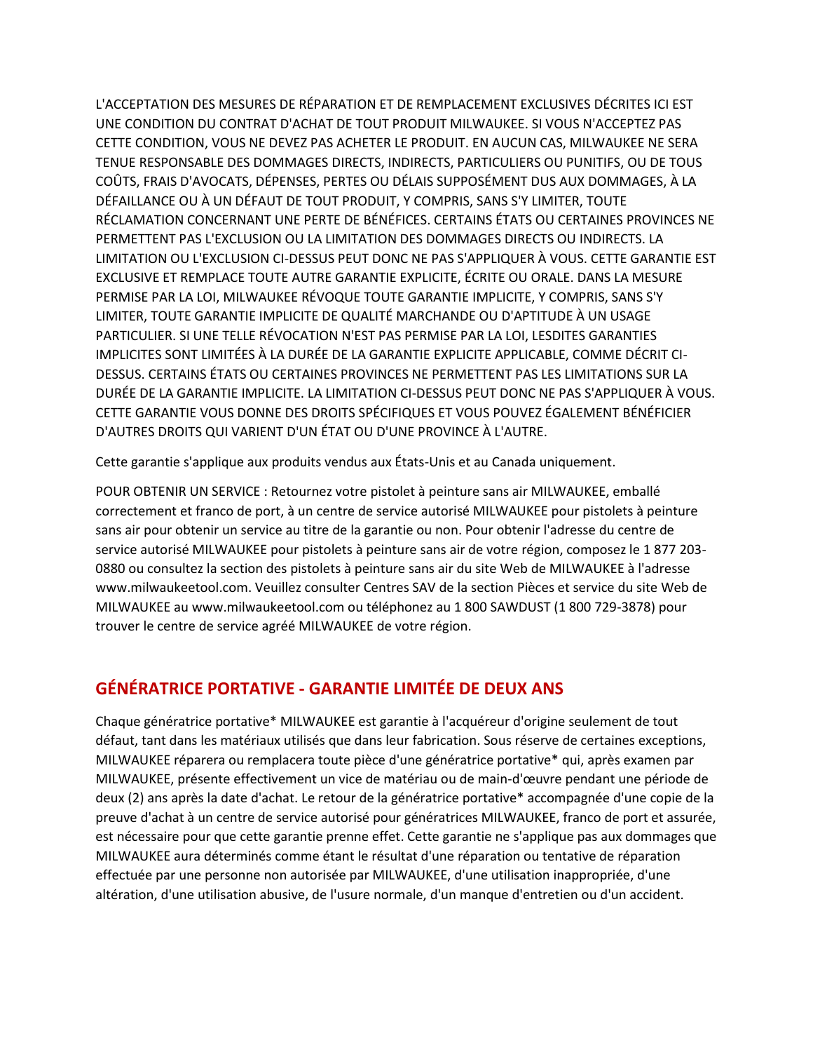L'ACCEPTATION DES MESURES DE RÉPARATION ET DE REMPLACEMENT EXCLUSIVES DÉCRITES ICI EST UNE CONDITION DU CONTRAT D'ACHAT DE TOUT PRODUIT MILWAUKEE. SI VOUS N'ACCEPTEZ PAS CETTE CONDITION, VOUS NE DEVEZ PAS ACHETER LE PRODUIT. EN AUCUN CAS, MILWAUKEE NE SERA TENUE RESPONSABLE DES DOMMAGES DIRECTS, INDIRECTS, PARTICULIERS OU PUNITIFS, OU DE TOUS COÛTS, FRAIS D'AVOCATS, DÉPENSES, PERTES OU DÉLAIS SUPPOSÉMENT DUS AUX DOMMAGES, À LA DÉFAILLANCE OU À UN DÉFAUT DE TOUT PRODUIT, Y COMPRIS, SANS S'Y LIMITER, TOUTE RÉCLAMATION CONCERNANT UNE PERTE DE BÉNÉFICES. CERTAINS ÉTATS OU CERTAINES PROVINCES NE PERMETTENT PAS L'EXCLUSION OU LA LIMITATION DES DOMMAGES DIRECTS OU INDIRECTS. LA LIMITATION OU L'EXCLUSION CI-DESSUS PEUT DONC NE PAS S'APPLIQUER À VOUS. CETTE GARANTIE EST EXCLUSIVE ET REMPLACE TOUTE AUTRE GARANTIE EXPLICITE, ÉCRITE OU ORALE. DANS LA MESURE PERMISE PAR LA LOI, MILWAUKEE RÉVOQUE TOUTE GARANTIE IMPLICITE, Y COMPRIS, SANS S'Y LIMITER, TOUTE GARANTIE IMPLICITE DE QUALITÉ MARCHANDE OU D'APTITUDE À UN USAGE PARTICULIER. SI UNE TELLE RÉVOCATION N'EST PAS PERMISE PAR LA LOI, LESDITES GARANTIES IMPLICITES SONT LIMITÉES À LA DURÉE DE LA GARANTIE EXPLICITE APPLICABLE, COMME DÉCRIT CI-DESSUS. CERTAINS ÉTATS OU CERTAINES PROVINCES NE PERMETTENT PAS LES LIMITATIONS SUR LA DURÉE DE LA GARANTIE IMPLICITE. LA LIMITATION CI-DESSUS PEUT DONC NE PAS S'APPLIQUER À VOUS. CETTE GARANTIE VOUS DONNE DES DROITS SPÉCIFIQUES ET VOUS POUVEZ ÉGALEMENT BÉNÉFICIER D'AUTRES DROITS QUI VARIENT D'UN ÉTAT OU D'UNE PROVINCE À L'AUTRE.

Cette garantie s'applique aux produits vendus aux États-Unis et au Canada uniquement.

POUR OBTENIR UN SERVICE : Retournez votre pistolet à peinture sans air MILWAUKEE, emballé correctement et franco de port, à un centre de service autorisé MILWAUKEE pour pistolets à peinture sans air pour obtenir un service au titre de la garantie ou non. Pour obtenir l'adresse du centre de service autorisé MILWAUKEE pour pistolets à peinture sans air de votre région, composez le 1 877 203-0880 ou consultez la section des pistolets à peinture sans air du site Web de MILWAUKEE à l'adresse www.milwaukeetool.com. Veuillez consulter Centres SAV de la section Pièces et service du site Web de MILWAUKEE au www.milwaukeetool.com ou téléphonez au 1 800 SAWDUST (1 800 729-3878) pour trouver le centre de service agréé MILWAUKEE de votre région.

## GÉNÉRATRICE PORTATIVE - GARANTIE LIMITÉE DE DEUX ANS

Chaque génératrice portative* MILWAUKEE est garantie à l'acquéreur d'origine seulement de tout défaut, tant dans les matériaux utilisés que dans leur fabrication. Sous réserve de certaines exceptions, MILWAUKEE réparera ou remplacera toute pièce d'une génératrice portative* qui, après examen par MILWAUKEE, présente effectivement un vice de matériau ou de main-d'œuvre pendant une période de deux (2) ans après la date d'achat. Le retour de la génératrice portative* accompagnée d'une copie de la preuve d'achat à un centre de service autorisé pour génératrices MILWAUKEE, franco de port et assurée, est nécessaire pour que cette garantie prenne effet. Cette garantie ne s'applique pas aux dommages que MILWAUKEE aura déterminés comme étant le résultat d'une réparation ou tentative de réparation effectuée par une personne non autorisée par MILWAUKEE, d'une utilisation inappropriée, d'une altération, d'une utilisation abusive, de l'usure normale, d'un manque d'entretien ou d'un accident.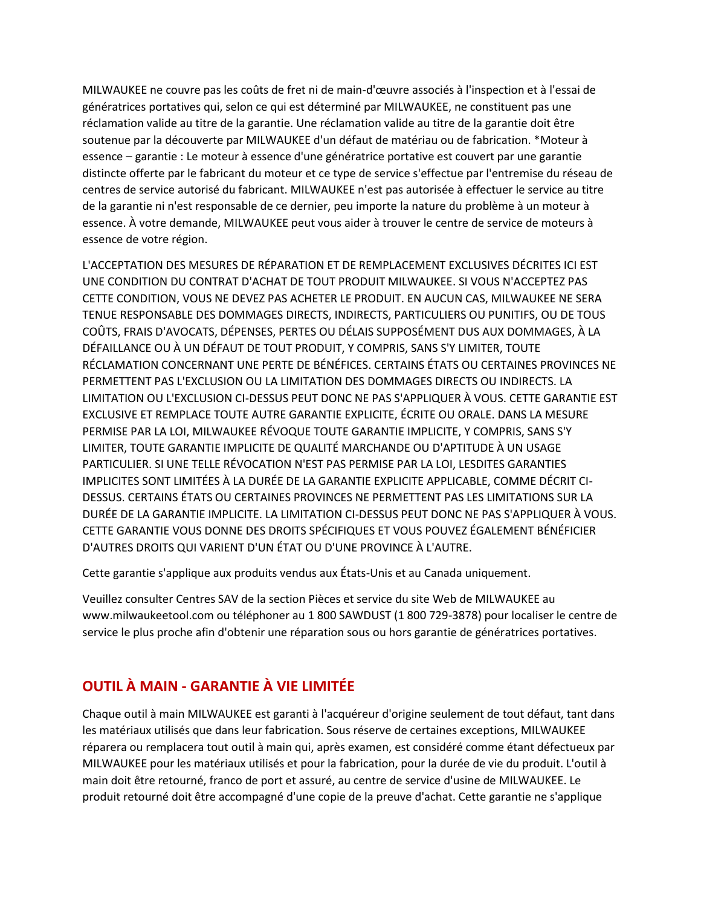MILWAUKEE ne couvre pas les coûts de fret ni de main-d'œuvre associés à l'inspection et à l'essai de génératrices portatives qui, selon ce qui est déterminé par MILWAUKEE, ne constituent pas une réclamation valide au titre de la garantie. Une réclamation valide au titre de la garantie doit être soutenue par la découverte par MILWAUKEE d'un défaut de matériau ou de fabrication. *Moteur à essence – garantie : Le moteur à essence d'une génératrice portative est couvert par une garantie distincte offerte par le fabricant du moteur et ce type de service s'effectue par l'entremise du réseau de centres de service autorisé du fabricant. MILWAUKEE n'est pas autorisée à effectuer le service au titre de la garantie ni n'est responsable de ce dernier, peu importe la nature du problème à un moteur à essence. À votre demande, MILWAUKEE peut vous aider à trouver le centre de service de moteurs à essence de votre région.

L'ACCEPTATION DES MESURES DE RÉPARATION ET DE REMPLACEMENT EXCLUSIVES DÉCRITES ICI EST UNE CONDITION DU CONTRAT D'ACHAT DE TOUT PRODUIT MILWAUKEE. SI VOUS N'ACCEPTEZ PAS CETTE CONDITION, VOUS NE DEVEZ PAS ACHETER LE PRODUIT. EN AUCUN CAS, MILWAUKEE NE SERA TENUE RESPONSABLE DES DOMMAGES DIRECTS, INDIRECTS, PARTICULIERS OU PUNITIFS, OU DE TOUS COÛTS, FRAIS D'AVOCATS, DÉPENSES, PERTES OU DÉLAIS SUPPOSÉMENT DUS AUX DOMMAGES, À LA DÉFAILLANCE OU À UN DÉFAUT DE TOUT PRODUIT, Y COMPRIS, SANS S'Y LIMITER, TOUTE RÉCLAMATION CONCERNANT UNE PERTE DE BÉNÉFICES. CERTAINS ÉTATS OU CERTAINES PROVINCES NE PERMETTENT PAS L'EXCLUSION OU LA LIMITATION DES DOMMAGES DIRECTS OU INDIRECTS. LA LIMITATION OU L'EXCLUSION CI-DESSUS PEUT DONC NE PAS S'APPLIQUER À VOUS. CETTE GARANTIE EST EXCLUSIVE ET REMPLACE TOUTE AUTRE GARANTIE EXPLICITE, ÉCRITE OU ORALE. DANS LA MESURE PERMISE PAR LA LOI, MILWAUKEE RÉVOQUE TOUTE GARANTIE IMPLICITE, Y COMPRIS, SANS S'Y LIMITER, TOUTE GARANTIE IMPLICITE DE QUALITÉ MARCHANDE OU D'APTITUDE À UN USAGE PARTICULIER. SI UNE TELLE RÉVOCATION N'EST PAS PERMISE PAR LA LOI, LESDITES GARANTIES IMPLICITES SONT LIMITÉES À LA DURÉE DE LA GARANTIE EXPLICITE APPLICABLE, COMME DÉCRIT CI-DESSUS. CERTAINS ÉTATS OU CERTAINES PROVINCES NE PERMETTENT PAS LES LIMITATIONS SUR LA DURÉE DE LA GARANTIE IMPLICITE. LA LIMITATION CI-DESSUS PEUT DONC NE PAS S'APPLIQUER À VOUS. CETTE GARANTIE VOUS DONNE DES DROITS SPÉCIFIQUES ET VOUS POUVEZ ÉGALEMENT BÉNÉFICIER D'AUTRES DROITS QUI VARIENT D'UN ÉTAT OU D'UNE PROVINCE À L'AUTRE.

Cette garantie s'applique aux produits vendus aux États-Unis et au Canada uniquement.

Veuillez consulter Centres SAV de la section Pièces et service du site Web de MILWAUKEE au www.milwaukeetool.com ou téléphoner au 1 800 SAWDUST (1 800 729-3878) pour localiser le centre de service le plus proche afin d'obtenir une réparation sous ou hors garantie de génératrices portatives.

## OUTIL À MAIN - GARANTIE À VIE LIMITÉE

Chaque outil à main MILWAUKEE est garanti à l'acquéreur d'origine seulement de tout défaut, tant dans les matériaux utilisés que dans leur fabrication. Sous réserve de certaines exceptions, MILWAUKEE réparera ou remplacera tout outil à main qui, après examen, est considéré comme étant défectueux par MILWAUKEE pour les matériaux utilisés et pour la fabrication, pour la durée de vie du produit. L'outil à main doit être retourné, franco de port et assuré, au centre de service d'usine de MILWAUKEE. Le produit retourné doit être accompagné d'une copie de la preuve d'achat. Cette garantie ne s'applique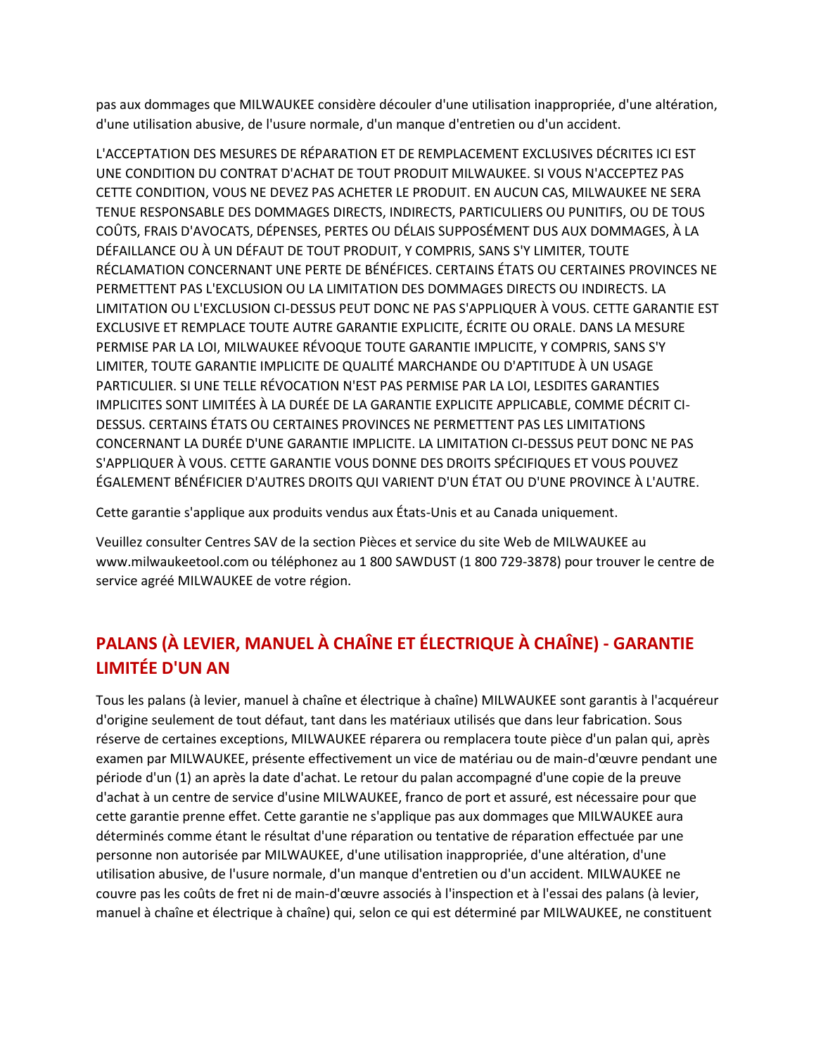pas aux dommages que MILWAUKEE considère découler d'une utilisation inappropriée, d'une altération, d'une utilisation abusive, de l'usure normale, d'un manque d'entretien ou d'un accident.

L'ACCEPTATION DES MESURES DE RÉPARATION ET DE REMPLACEMENT EXCLUSIVES DÉCRITES ICI EST UNE CONDITION DU CONTRAT D'ACHAT DE TOUT PRODUIT MILWAUKEE. SI VOUS N'ACCEPTEZ PAS CETTE CONDITION, VOUS NE DEVEZ PAS ACHETER LE PRODUIT. EN AUCUN CAS, MILWAUKEE NE SERA TENUE RESPONSABLE DES DOMMAGES DIRECTS, INDIRECTS, PARTICULIERS OU PUNITIFS, OU DE TOUS COÛTS, FRAIS D'AVOCATS, DÉPENSES, PERTES OU DÉLAIS SUPPOSÉMENT DUS AUX DOMMAGES, À LA DÉFAILLANCE OU À UN DÉFAUT DE TOUT PRODUIT, Y COMPRIS, SANS S'Y LIMITER, TOUTE RÉCLAMATION CONCERNANT UNE PERTE DE BÉNÉFICES. CERTAINS ÉTATS OU CERTAINES PROVINCES NE PERMETTENT PAS L'EXCLUSION OU LA LIMITATION DES DOMMAGES DIRECTS OU INDIRECTS. LA LIMITATION OU L'EXCLUSION CI-DESSUS PEUT DONC NE PAS S'APPLIQUER À VOUS. CETTE GARANTIE EST EXCLUSIVE ET REMPLACE TOUTE AUTRE GARANTIE EXPLICITE, ÉCRITE OU ORALE. DANS LA MESURE PERMISE PAR LA LOI, MILWAUKEE RÉVOQUE TOUTE GARANTIE IMPLICITE, Y COMPRIS, SANS S'Y LIMITER, TOUTE GARANTIE IMPLICITE DE QUALITÉ MARCHANDE OU D'APTITUDE À UN USAGE PARTICULIER. SI UNE TELLE RÉVOCATION N'EST PAS PERMISE PAR LA LOI, LESDITES GARANTIES IMPLICITES SONT LIMITÉES À LA DURÉE DE LA GARANTIE EXPLICITE APPLICABLE, COMME DÉCRIT CI-DESSUS. CERTAINS ÉTATS OU CERTAINES PROVINCES NE PERMETTENT PAS LES LIMITATIONS CONCERNANT LA DURÉE D'UNE GARANTIE IMPLICITE. LA LIMITATION CI-DESSUS PEUT DONC NE PAS S'APPLIQUER À VOUS. CETTE GARANTIE VOUS DONNE DES DROITS SPÉCIFIQUES ET VOUS POUVEZ ÉGALEMENT BÉNÉFICIER D'AUTRES DROITS QUI VARIENT D'UN ÉTAT OU D'UNE PROVINCE À L'AUTRE.

Cette garantie s'applique aux produits vendus aux États-Unis et au Canada uniquement.

Veuillez consulter Centres SAV de la section Pièces et service du site Web de MILWAUKEE au www.milwaukeetool.com ou téléphonez au 1 800 SAWDUST (1 800 729-3878) pour trouver le centre de service agréé MILWAUKEE de votre région.

## PALANS (À LEVIER, MANUEL À CHAÎNE ET ÉLECTRIQUE À CHAÎNE) - GARANTIE LIMITÉE D'UN AN

Tous les palans (à levier, manuel à chaîne et électrique à chaîne) MILWAUKEE sont garantis à l'acquéreur d'origine seulement de tout défaut, tant dans les matériaux utilisés que dans leur fabrication. Sous réserve de certaines exceptions, MILWAUKEE réparera ou remplacera toute pièce d'un palan qui, après examen par MILWAUKEE, présente effectivement un vice de matériau ou de main-d'œuvre pendant une période d'un (1) an après la date d'achat. Le retour du palan accompagné d'une copie de la preuve d'achat à un centre de service d'usine MILWAUKEE, franco de port et assuré, est nécessaire pour que cette garantie prenne effet. Cette garantie ne s'applique pas aux dommages que MILWAUKEE aura déterminés comme étant le résultat d'une réparation ou tentative de réparation effectuée par une personne non autorisée par MILWAUKEE, d'une utilisation inappropriée, d'une altération, d'une utilisation abusive, de l'usure normale, d'un manque d'entretien ou d'un accident. MILWAUKEE ne couvre pas les coûts de fret ni de main-d'œuvre associés à l'inspection et à l'essai des palans (à levier, manuel à chaîne et électrique à chaîne) qui, selon ce qui est déterminé par MILWAUKEE, ne constituent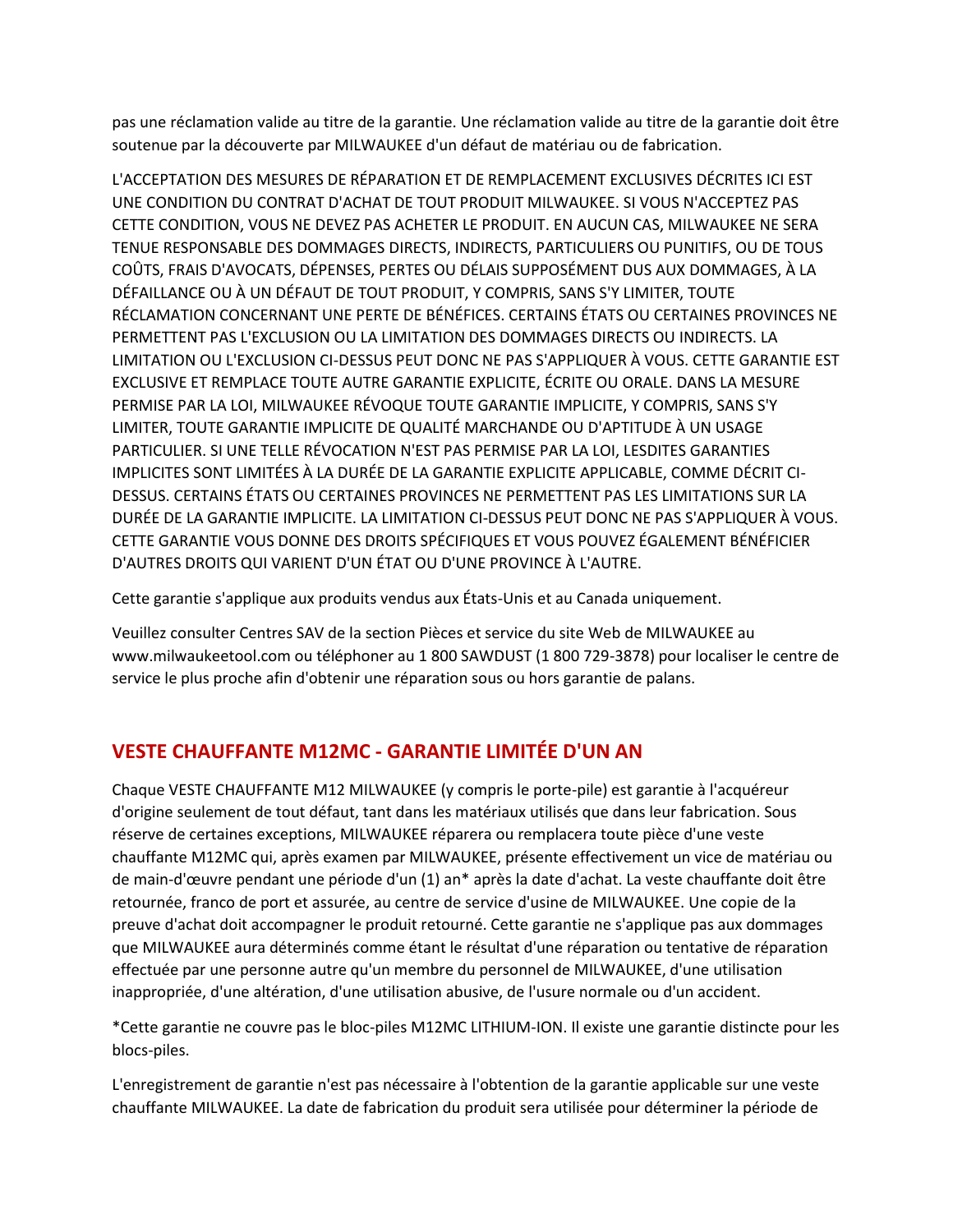pas une réclamation valide au titre de la garantie. Une réclamation valide au titre de la garantie doit être soutenue par la découverte par MILWAUKEE d'un défaut de matériau ou de fabrication.

L'ACCEPTATION DES MESURES DE RÉPARATION ET DE REMPLACEMENT EXCLUSIVES DÉCRITES ICI EST UNE CONDITION DU CONTRAT D'ACHAT DE TOUT PRODUIT MILWAUKEE. SI VOUS N'ACCEPTEZ PAS CETTE CONDITION, VOUS NE DEVEZ PAS ACHETER LE PRODUIT. EN AUCUN CAS, MILWAUKEE NE SERA TENUE RESPONSABLE DES DOMMAGES DIRECTS, INDIRECTS, PARTICULIERS OU PUNITIFS, OU DE TOUS COÛTS, FRAIS D'AVOCATS, DÉPENSES, PERTES OU DÉLAIS SUPPOSÉMENT DUS AUX DOMMAGES, À LA DÉFAILLANCE OU À UN DÉFAUT DE TOUT PRODUIT, Y COMPRIS, SANS S'Y LIMITER, TOUTE RÉCLAMATION CONCERNANT UNE PERTE DE BÉNÉFICES. CERTAINS ÉTATS OU CERTAINES PROVINCES NE PERMETTENT PAS L'EXCLUSION OU LA LIMITATION DES DOMMAGES DIRECTS OU INDIRECTS. LA LIMITATION OU L'EXCLUSION CI-DESSUS PEUT DONC NE PAS S'APPLIQUER À VOUS. CETTE GARANTIE EST EXCLUSIVE ET REMPLACE TOUTE AUTRE GARANTIE EXPLICITE, ÉCRITE OU ORALE. DANS LA MESURE PERMISE PAR LA LOI, MILWAUKEE RÉVOQUE TOUTE GARANTIE IMPLICITE, Y COMPRIS, SANS S'Y LIMITER, TOUTE GARANTIE IMPLICITE DE QUALITÉ MARCHANDE OU D'APTITUDE À UN USAGE PARTICULIER. SI UNE TELLE RÉVOCATION N'EST PAS PERMISE PAR LA LOI, LESDITES GARANTIES IMPLICITES SONT LIMITÉES À LA DURÉE DE LA GARANTIE EXPLICITE APPLICABLE, COMME DÉCRIT CI-DESSUS. CERTAINS ÉTATS OU CERTAINES PROVINCES NE PERMETTENT PAS LES LIMITATIONS SUR LA DURÉE DE LA GARANTIE IMPLICITE. LA LIMITATION CI-DESSUS PEUT DONC NE PAS S'APPLIQUER À VOUS. CETTE GARANTIE VOUS DONNE DES DROITS SPÉCIFIQUES ET VOUS POUVEZ ÉGALEMENT BÉNÉFICIER D'AUTRES DROITS QUI VARIENT D'UN ÉTAT OU D'UNE PROVINCE À L'AUTRE.

Cette garantie s'applique aux produits vendus aux États-Unis et au Canada uniquement.

Veuillez consulter Centres SAV de la section Pièces et service du site Web de MILWAUKEE au www.milwaukeetool.com ou téléphoner au 1 800 SAWDUST (1 800 729-3878) pour localiser le centre de service le plus proche afin d'obtenir une réparation sous ou hors garantie de palans.

## VESTE CHAUFFANTE M12MC - GARANTIE LIMITÉE D'UN AN

Chaque VESTE CHAUFFANTE M12 MILWAUKEE (y compris le porte-pile) est garantie à l'acquéreur d'origine seulement de tout défaut, tant dans les matériaux utilisés que dans leur fabrication. Sous réserve de certaines exceptions, MILWAUKEE réparera ou remplacera toute pièce d'une veste chauffante M12MC qui, après examen par MILWAUKEE, présente effectivement un vice de matériau ou de main-d'œuvre pendant une période d'un (1) an* après la date d'achat. La veste chauffante doit être retournée, franco de port et assurée, au centre de service d'usine de MILWAUKEE. Une copie de la preuve d'achat doit accompagner le produit retourné. Cette garantie ne s'applique pas aux dommages que MILWAUKEE aura déterminés comme étant le résultat d'une réparation ou tentative de réparation effectuée par une personne autre qu'un membre du personnel de MILWAUKEE, d'une utilisation inappropriée, d'une altération, d'une utilisation abusive, de l'usure normale ou d'un accident.

*Cette garantie ne couvre pas le bloc-piles M12MC LITHIUM-ION. Il existe une garantie distincte pour les blocs-piles.

L'enregistrement de garantie n'est pas nécessaire à l'obtention de la garantie applicable sur une veste chauffante MILWAUKEE. La date de fabrication du produit sera utilisée pour déterminer la période de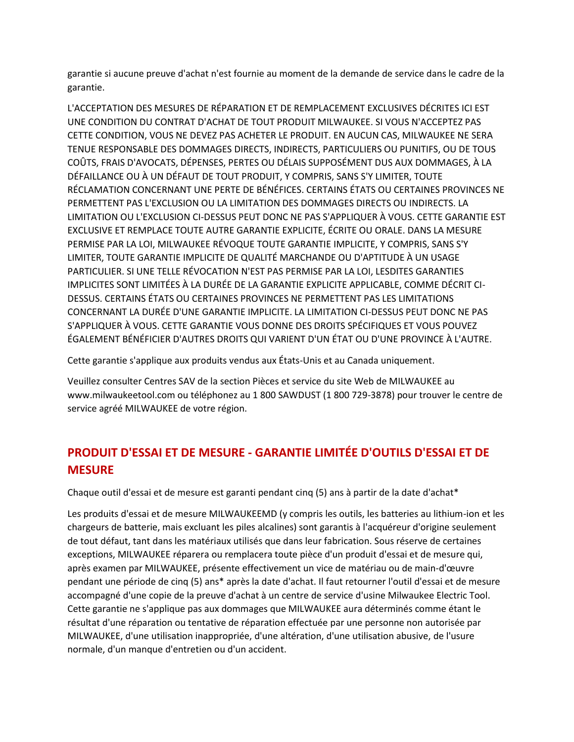garantie si aucune preuve d'achat n'est fournie au moment de la demande de service dans le cadre de la garantie.

L'ACCEPTATION DES MESURES DE RÉPARATION ET DE REMPLACEMENT EXCLUSIVES DÉCRITES ICI EST UNE CONDITION DU CONTRAT D'ACHAT DE TOUT PRODUIT MILWAUKEE. SI VOUS N'ACCEPTEZ PAS CETTE CONDITION, VOUS NE DEVEZ PAS ACHETER LE PRODUIT. EN AUCUN CAS, MILWAUKEE NE SERA TENUE RESPONSABLE DES DOMMAGES DIRECTS, INDIRECTS, PARTICULIERS OU PUNITIFS, OU DE TOUS COÛTS, FRAIS D'AVOCATS, DÉPENSES, PERTES OU DÉLAIS SUPPOSÉMENT DUS AUX DOMMAGES, À LA DÉFAILLANCE OU À UN DÉFAUT DE TOUT PRODUIT, Y COMPRIS, SANS S'Y LIMITER, TOUTE RÉCLAMATION CONCERNANT UNE PERTE DE BÉNÉFICES. CERTAINS ÉTATS OU CERTAINES PROVINCES NE PERMETTENT PAS L'EXCLUSION OU LA LIMITATION DES DOMMAGES DIRECTS OU INDIRECTS. LA LIMITATION OU L'EXCLUSION CI-DESSUS PEUT DONC NE PAS S'APPLIQUER À VOUS. CETTE GARANTIE EST EXCLUSIVE ET REMPLACE TOUTE AUTRE GARANTIE EXPLICITE, ÉCRITE OU ORALE. DANS LA MESURE PERMISE PAR LA LOI, MILWAUKEE RÉVOQUE TOUTE GARANTIE IMPLICITE, Y COMPRIS, SANS S'Y LIMITER, TOUTE GARANTIE IMPLICITE DE QUALITÉ MARCHANDE OU D'APTITUDE À UN USAGE PARTICULIER. SI UNE TELLE RÉVOCATION N'EST PAS PERMISE PAR LA LOI, LESDITES GARANTIES IMPLICITES SONT LIMITÉES À LA DURÉE DE LA GARANTIE EXPLICITE APPLICABLE, COMME DÉCRIT CI-DESSUS. CERTAINS ÉTATS OU CERTAINES PROVINCES NE PERMETTENT PAS LES LIMITATIONS CONCERNANT LA DURÉE D'UNE GARANTIE IMPLICITE. LA LIMITATION CI-DESSUS PEUT DONC NE PAS S'APPLIQUER À VOUS. CETTE GARANTIE VOUS DONNE DES DROITS SPÉCIFIQUES ET VOUS POUVEZ ÉGALEMENT BÉNÉFICIER D'AUTRES DROITS QUI VARIENT D'UN ÉTAT OU D'UNE PROVINCE À L'AUTRE.

Cette garantie s'applique aux produits vendus aux États-Unis et au Canada uniquement.

Veuillez consulter Centres SAV de la section Pièces et service du site Web de MILWAUKEE au www.milwaukeetool.com ou téléphonez au 1 800 SAWDUST (1 800 729-3878) pour trouver le centre de service agréé MILWAUKEE de votre région.

## PRODUIT D'ESSAI ET DE MESURE - GARANTIE LIMITÉE D'OUTILS D'ESSAI ET DE MESURE

Chaque outil d'essai et de mesure est garanti pendant cinq (5) ans à partir de la date d'achat*

Les produits d'essai et de mesure MILWAUKEEMD (y compris les outils, les batteries au lithium-ion et les chargeurs de batterie, mais excluant les piles alcalines) sont garantis à l'acquéreur d'origine seulement de tout défaut, tant dans les matériaux utilisés que dans leur fabrication. Sous réserve de certaines exceptions, MILWAUKEE réparera ou remplacera toute pièce d'un produit d'essai et de mesure qui, après examen par MILWAUKEE, présente effectivement un vice de matériau ou de main-d'œuvre pendant une période de cinq (5) ans* après la date d'achat. Il faut retourner l'outil d'essai et de mesure accompagné d'une copie de la preuve d'achat à un centre de service d'usine Milwaukee Electric Tool. Cette garantie ne s'applique pas aux dommages que MILWAUKEE aura déterminés comme étant le résultat d'une réparation ou tentative de réparation effectuée par une personne non autorisée par MILWAUKEE, d'une utilisation inappropriée, d'une altération, d'une utilisation abusive, de l'usure normale, d'un manque d'entretien ou d'un accident.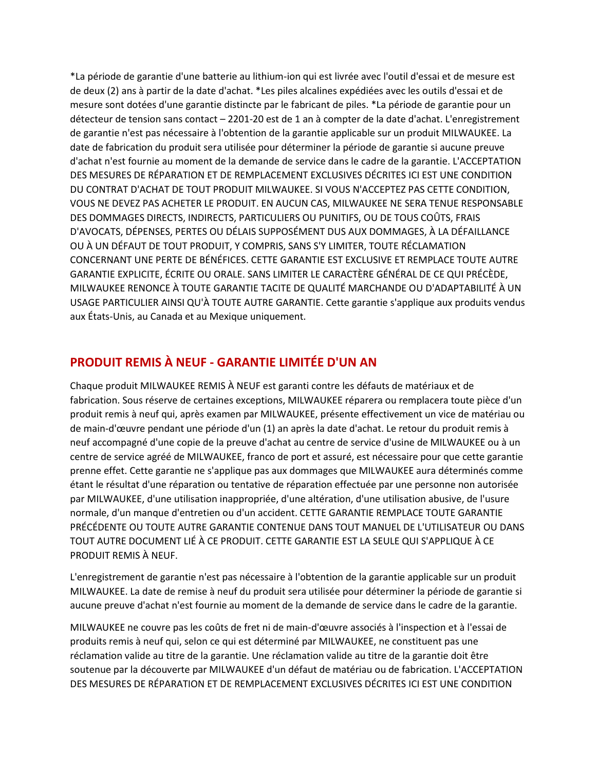*La période de garantie d'une batterie au lithium-ion qui est livrée avec l'outil d'essai et de mesure est de deux (2) ans à partir de la date d'achat. *Les piles alcalines expédiées avec les outils d'essai et de mesure sont dotées d'une garantie distincte par le fabricant de piles. *La période de garantie pour un détecteur de tension sans contact – 2201-20 est de 1 an à compter de la date d'achat. L'enregistrement de garantie n'est pas nécessaire à l'obtention de la garantie applicable sur un produit MILWAUKEE. La date de fabrication du produit sera utilisée pour déterminer la période de garantie si aucune preuve d'achat n'est fournie au moment de la demande de service dans le cadre de la garantie. L'ACCEPTATION DES MESURES DE RÉPARATION ET DE REMPLACEMENT EXCLUSIVES DÉCRITES ICI EST UNE CONDITION DU CONTRAT D'ACHAT DE TOUT PRODUIT MILWAUKEE. SI VOUS N'ACCEPTEZ PAS CETTE CONDITION, VOUS NE DEVEZ PAS ACHETER LE PRODUIT. EN AUCUN CAS, MILWAUKEE NE SERA TENUE RESPONSABLE DES DOMMAGES DIRECTS, INDIRECTS, PARTICULIERS OU PUNITIFS, OU DE TOUS COÛTS, FRAIS D'AVOCATS, DÉPENSES, PERTES OU DÉLAIS SUPPOSÉMENT DUS AUX DOMMAGES, À LA DÉFAILLANCE OU À UN DÉFAUT DE TOUT PRODUIT, Y COMPRIS, SANS S'Y LIMITER, TOUTE RÉCLAMATION CONCERNANT UNE PERTE DE BÉNÉFICES. CETTE GARANTIE EST EXCLUSIVE ET REMPLACE TOUTE AUTRE GARANTIE EXPLICITE, ÉCRITE OU ORALE. SANS LIMITER LE CARACTÈRE GÉNÉRAL DE CE QUI PRÉCÈDE, MILWAUKEE RENONCE À TOUTE GARANTIE TACITE DE QUALITÉ MARCHANDE OU D'ADAPTABILITÉ À UN USAGE PARTICULIER AINSI QU'À TOUTE AUTRE GARANTIE. Cette garantie s'applique aux produits vendus aux États-Unis, au Canada et au Mexique uniquement.

## PRODUIT REMIS À NEUF - GARANTIE LIMITÉE D'UN AN

Chaque produit MILWAUKEE REMIS À NEUF est garanti contre les défauts de matériaux et de fabrication. Sous réserve de certaines exceptions, MILWAUKEE réparera ou remplacera toute pièce d'un produit remis à neuf qui, après examen par MILWAUKEE, présente effectivement un vice de matériau ou de main-d'œuvre pendant une période d'un (1) an après la date d'achat. Le retour du produit remis à neuf accompagné d'une copie de la preuve d'achat au centre de service d'usine de MILWAUKEE ou à un centre de service agréé de MILWAUKEE, franco de port et assuré, est nécessaire pour que cette garantie prenne effet. Cette garantie ne s'applique pas aux dommages que MILWAUKEE aura déterminés comme étant le résultat d'une réparation ou tentative de réparation effectuée par une personne non autorisée par MILWAUKEE, d'une utilisation inappropriée, d'une altération, d'une utilisation abusive, de l'usure normale, d'un manque d'entretien ou d'un accident. CETTE GARANTIE REMPLACE TOUTE GARANTIE PRÉCÉDENTE OU TOUTE AUTRE GARANTIE CONTENUE DANS TOUT MANUEL DE L'UTILISATEUR OU DANS TOUT AUTRE DOCUMENT LIÉ À CE PRODUIT. CETTE GARANTIE EST LA SEULE QUI S'APPLIQUE À CE PRODUIT REMIS À NEUF.

L'enregistrement de garantie n'est pas nécessaire à l'obtention de la garantie applicable sur un produit MILWAUKEE. La date de remise à neuf du produit sera utilisée pour déterminer la période de garantie si aucune preuve d'achat n'est fournie au moment de la demande de service dans le cadre de la garantie.

MILWAUKEE ne couvre pas les coûts de fret ni de main-d'œuvre associés à l'inspection et à l'essai de produits remis à neuf qui, selon ce qui est déterminé par MILWAUKEE, ne constituent pas une réclamation valide au titre de la garantie. Une réclamation valide au titre de la garantie doit être soutenue par la découverte par MILWAUKEE d'un défaut de matériau ou de fabrication. L'ACCEPTATION DES MESURES DE RÉPARATION ET DE REMPLACEMENT EXCLUSIVES DÉCRITES ICI EST UNE CONDITION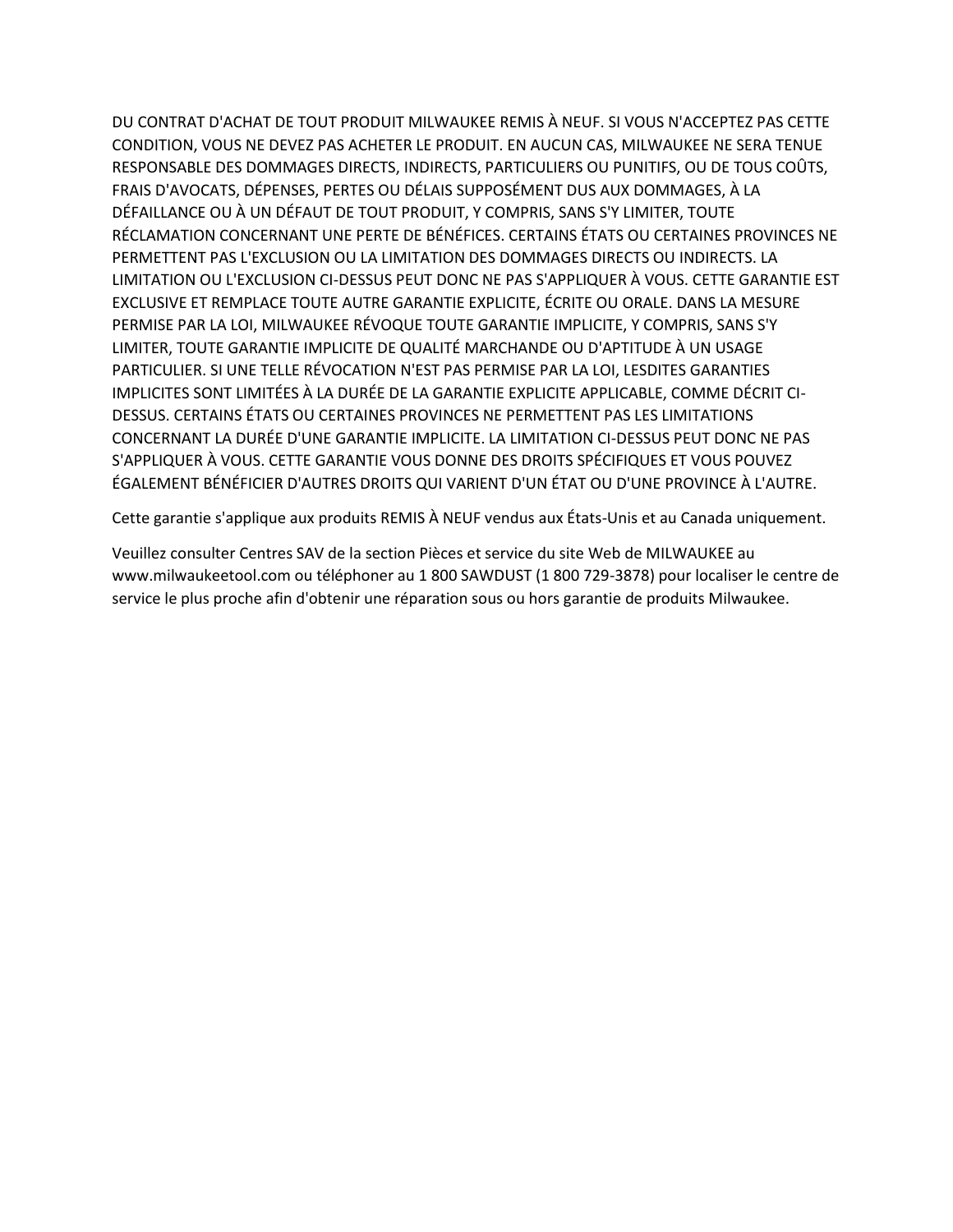DU CONTRAT D'ACHAT DE TOUT PRODUIT MILWAUKEE REMIS À NEUF. SI VOUS N'ACCEPTEZ PAS CETTE CONDITION, VOUS NE DEVEZ PAS ACHETER LE PRODUIT. EN AUCUN CAS, MILWAUKEE NE SERA TENUE RESPONSABLE DES DOMMAGES DIRECTS, INDIRECTS, PARTICULIERS OU PUNITIFS, OU DE TOUS COÛTS, FRAIS D'AVOCATS, DÉPENSES, PERTES OU DÉLAIS SUPPOSÉMENT DUS AUX DOMMAGES, À LA DÉFAILLANCE OU À UN DÉFAUT DE TOUT PRODUIT, Y COMPRIS, SANS S'Y LIMITER, TOUTE RÉCLAMATION CONCERNANT UNE PERTE DE BÉNÉFICES. CERTAINS ÉTATS OU CERTAINES PROVINCES NE PERMETTENT PAS L'EXCLUSION OU LA LIMITATION DES DOMMAGES DIRECTS OU INDIRECTS. LA LIMITATION OU L'EXCLUSION CI-DESSUS PEUT DONC NE PAS S'APPLIQUER À VOUS. CETTE GARANTIE EST EXCLUSIVE ET REMPLACE TOUTE AUTRE GARANTIE EXPLICITE, ÉCRITE OU ORALE. DANS LA MESURE PERMISE PAR LA LOI, MILWAUKEE RÉVOQUE TOUTE GARANTIE IMPLICITE, Y COMPRIS, SANS S'Y LIMITER, TOUTE GARANTIE IMPLICITE DE QUALITÉ MARCHANDE OU D'APTITUDE À UN USAGE PARTICULIER. SI UNE TELLE RÉVOCATION N'EST PAS PERMISE PAR LA LOI, LESDITES GARANTIES IMPLICITES SONT LIMITÉES À LA DURÉE DE LA GARANTIE EXPLICITE APPLICABLE, COMME DÉCRIT CI-DESSUS. CERTAINS ÉTATS OU CERTAINES PROVINCES NE PERMETTENT PAS LES LIMITATIONS CONCERNANT LA DURÉE D'UNE GARANTIE IMPLICITE. LA LIMITATION CI-DESSUS PEUT DONC NE PAS S'APPLIQUER À VOUS. CETTE GARANTIE VOUS DONNE DES DROITS SPÉCIFIQUES ET VOUS POUVEZ ÉGALEMENT BÉNÉFICIER D'AUTRES DROITS QUI VARIENT D'UN ÉTAT OU D'UNE PROVINCE À L'AUTRE.

Cette garantie s'applique aux produits REMIS À NEUF vendus aux États-Unis et au Canada uniquement.

Veuillez consulter Centres SAV de la section Pièces et service du site Web de MILWAUKEE au www.milwaukeetool.com ou téléphoner au 1 800 SAWDUST (1 800 729-3878) pour localiser le centre de service le plus proche afin d'obtenir une réparation sous ou hors garantie de produits Milwaukee.